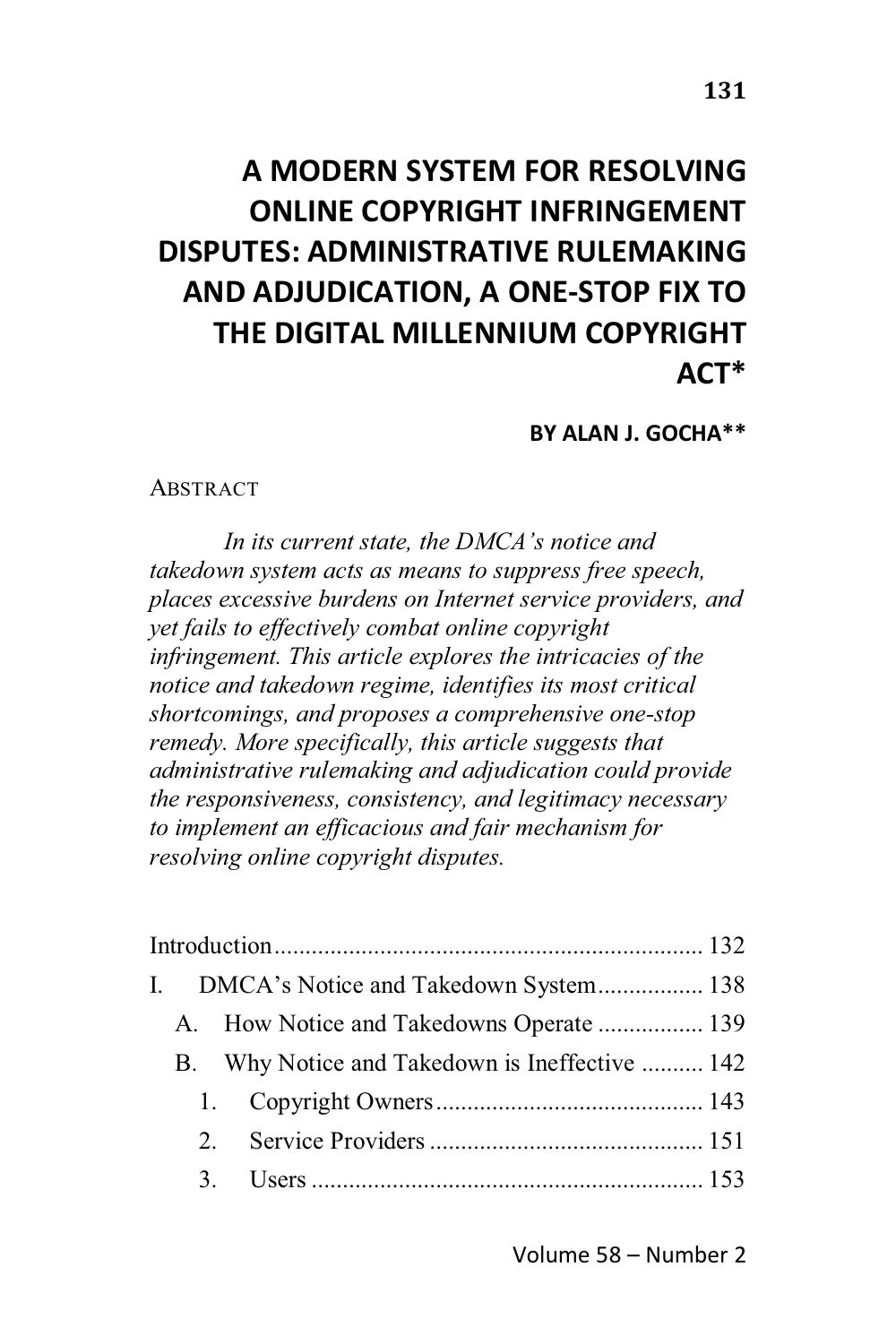# A MODERN SYSTEM FOR RESOLVING ONLINE COPYRIGHT INFRINGEMENT DISPUTES: ADMINISTRATIVE RULEMAKING AND ADJUDICATION, A ONE-STOP FIX TO THE DIGITAL MILLENNIUM COPYRIGHT ACT*

**BY ALAN J. GOCHA****

ABSTRACT

*In its current state, the DMCA's notice and takedown system acts as means to suppress free speech, places excessive burdens on Internet service providers, and yet fails to effectively combat online copyright infringement. This article explores the intricacies of the notice and takedown regime, identifies its most critical shortcomings, and proposes a comprehensive one-stop remedy. More specifically, this article suggests that administrative rulemaking and adjudication could provide the responsiveness, consistency, and legitimacy necessary to implement an efficacious and fair mechanism for resolving online copyright disputes.*

Introduction .................................................................... 132
I. DMCA's Notice and Takedown System ................. 138
  A. How Notice and Takedowns Operate ................. 139
  B. Why Notice and Takedown is Ineffective .......... 142
    1. Copyright Owners ........................................... 143
    2. Service Providers ............................................ 151
    3. Users ............................................................... 153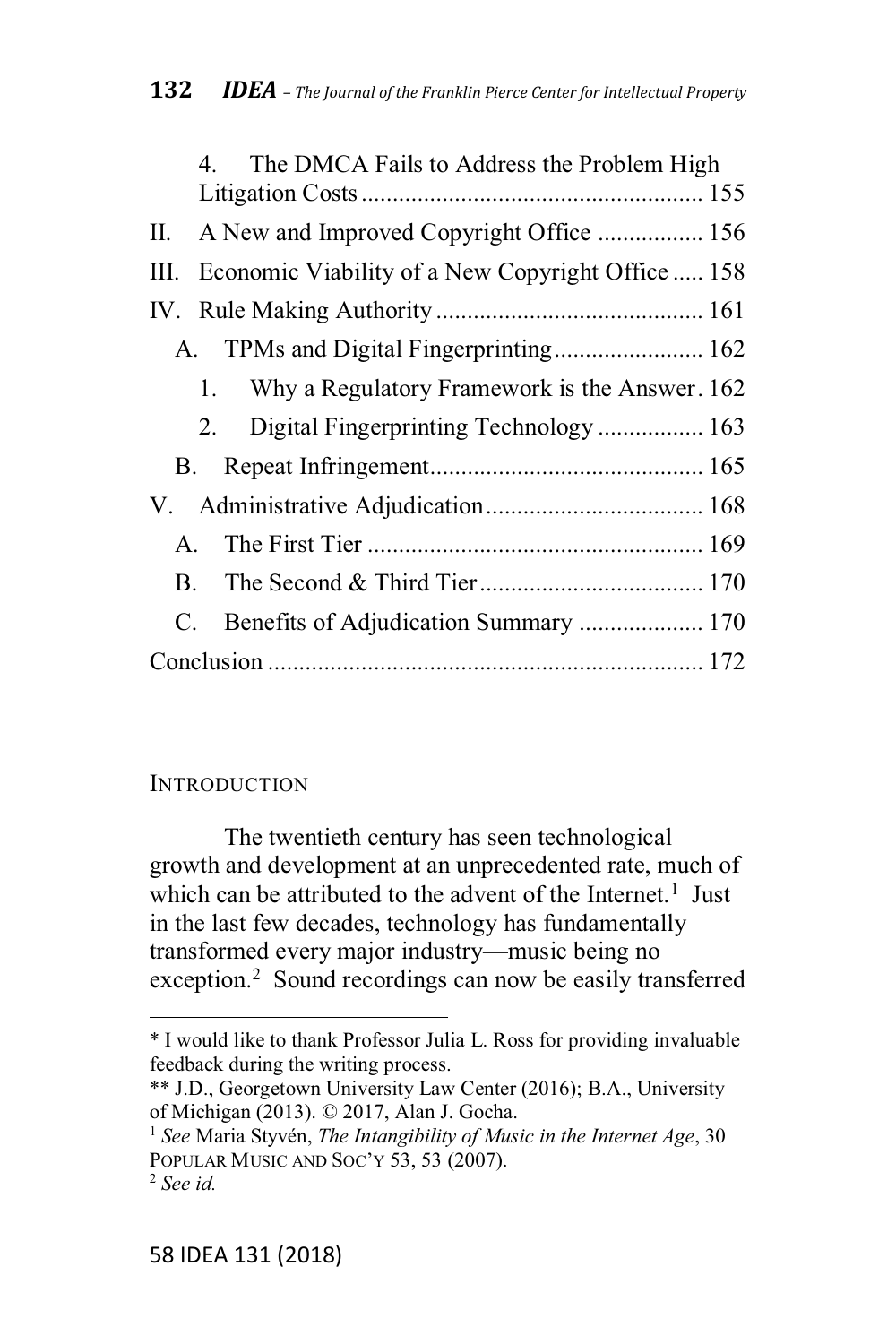4. The DMCA Fails to Address the Problem High Litigation Costs ...................................................... 155

II. A New and Improved Copyright Office ................. 156

III. Economic Viability of a New Copyright Office ..... 158

IV. Rule Making Authority ........................................... 161

A. TPMs and Digital Fingerprinting........................ 162

1. Why a Regulatory Framework is the Answer. 162

2. Digital Fingerprinting Technology ................. 163

B. Repeat Infringement............................................ 165

V. Administrative Adjudication................................... 168

A. The First Tier ...................................................... 169

B. The Second & Third Tier.................................... 170

C. Benefits of Adjudication Summary .................... 170

Conclusion ...................................................................... 172

## INTRODUCTION

The twentieth century has seen technological growth and development at an unprecedented rate, much of which can be attributed to the advent of the Internet.[1] Just in the last few decades, technology has fundamentally transformed every major industry—music being no exception.[2] Sound recordings can now be easily transferred

---

\* I would like to thank Professor Julia L. Ross for providing invaluable feedback during the writing process.

\*\* J.D., Georgetown University Law Center (2016); B.A., University of Michigan (2013). © 2017, Alan J. Gocha.

[1] *See* Maria Styvén, *The Intangibility of Music in the Internet Age*, 30 POPULAR MUSIC AND SOC'Y 53, 53 (2007).

[2] *See id.*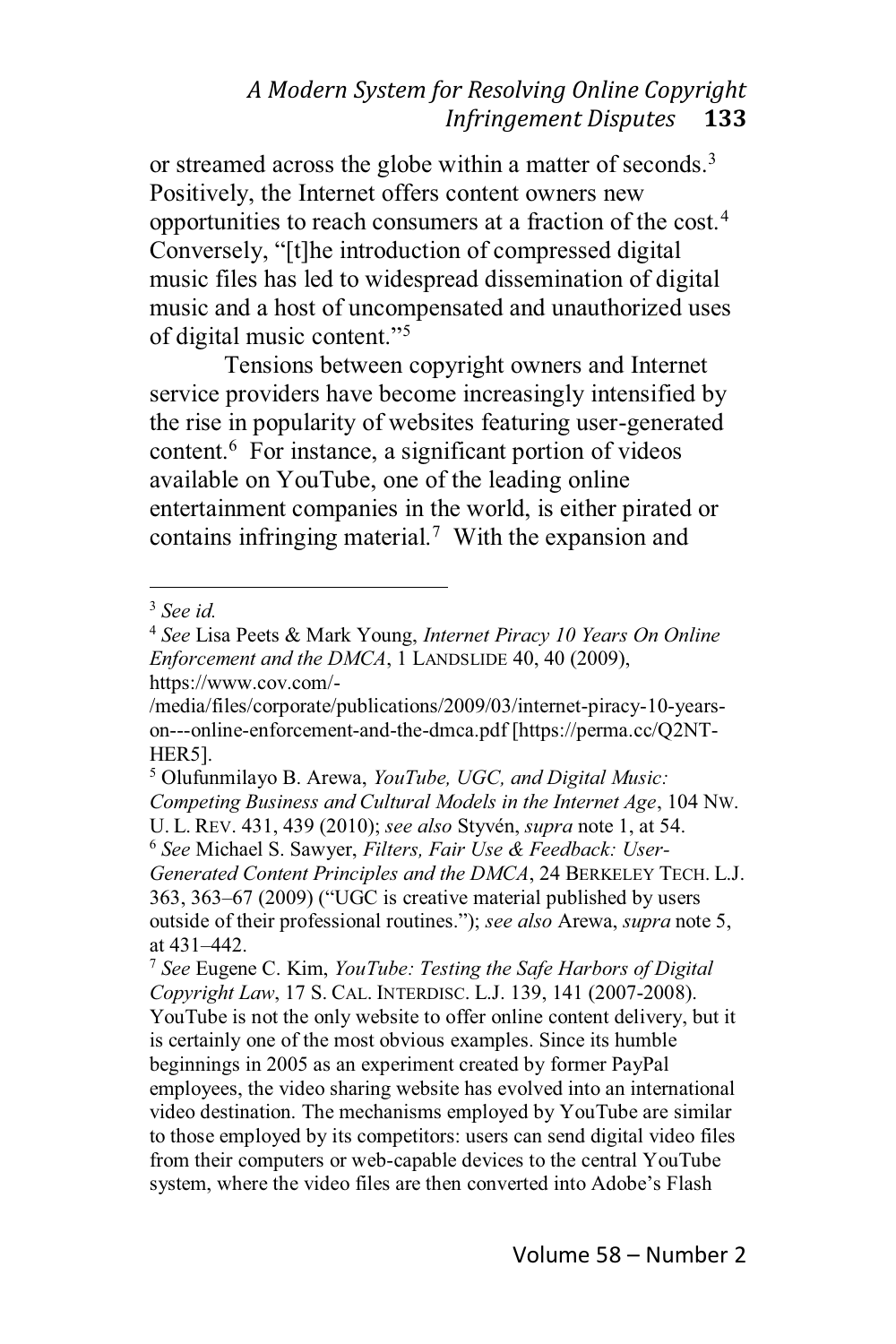or streamed across the globe within a matter of seconds.[3] Positively, the Internet offers content owners new opportunities to reach consumers at a fraction of the cost.[4] Conversely, "[t]he introduction of compressed digital music files has led to widespread dissemination of digital music and a host of uncompensated and unauthorized uses of digital music content."[5]

Tensions between copyright owners and Internet service providers have become increasingly intensified by the rise in popularity of websites featuring user-generated content.[6] For instance, a significant portion of videos available on YouTube, one of the leading online entertainment companies in the world, is either pirated or contains infringing material.[7] With the expansion and

---

[3] *See id.*

[4] *See* Lisa Peets & Mark Young, *Internet Piracy 10 Years On Online Enforcement and the DMCA*, 1 LANDSLIDE 40, 40 (2009), https://www.cov.com/-/media/files/corporate/publications/2009/03/internet-piracy-10-years-on---online-enforcement-and-the-dmca.pdf [https://perma.cc/Q2NT-HER5].

[5] Olufunmilayo B. Arewa, *YouTube, UGC, and Digital Music: Competing Business and Cultural Models in the Internet Age*, 104 NW. U. L. REV. 431, 439 (2010); *see also* Styvén, *supra* note 1, at 54.

[6] *See* Michael S. Sawyer, *Filters, Fair Use & Feedback: User-Generated Content Principles and the DMCA*, 24 BERKELEY TECH. L.J. 363, 363–67 (2009) ("UGC is creative material published by users outside of their professional routines."); *see also* Arewa, *supra* note 5, at 431–442.

[7] *See* Eugene C. Kim, *YouTube: Testing the Safe Harbors of Digital Copyright Law*, 17 S. CAL. INTERDISC. L.J. 139, 141 (2007-2008). YouTube is not the only website to offer online content delivery, but it is certainly one of the most obvious examples. Since its humble beginnings in 2005 as an experiment created by former PayPal employees, the video sharing website has evolved into an international video destination. The mechanisms employed by YouTube are similar to those employed by its competitors: users can send digital video files from their computers or web-capable devices to the central YouTube system, where the video files are then converted into Adobe's Flash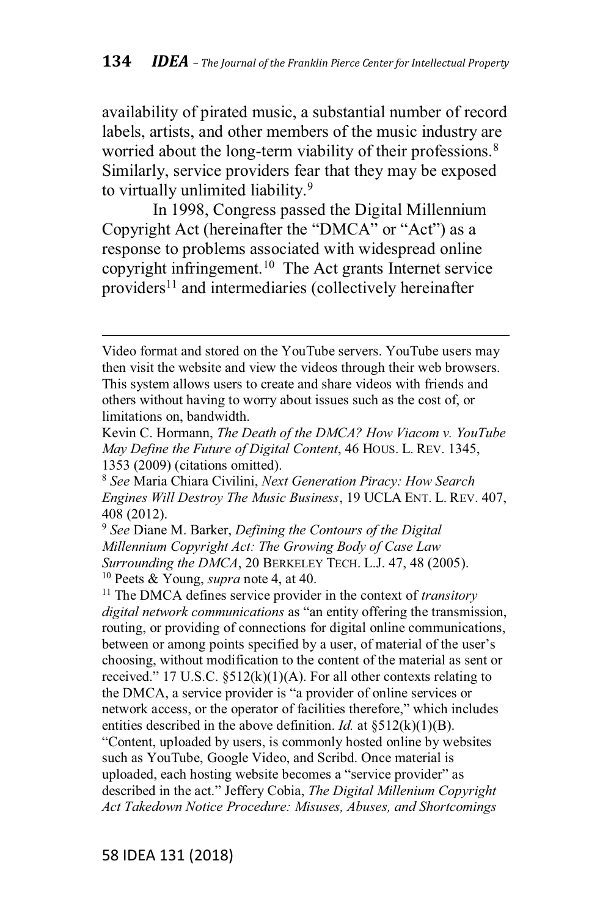availability of pirated music, a substantial number of record labels, artists, and other members of the music industry are worried about the long-term viability of their professions.[8] Similarly, service providers fear that they may be exposed to virtually unlimited liability.[9]

In 1998, Congress passed the Digital Millennium Copyright Act (hereinafter the "DMCA" or "Act") as a response to problems associated with widespread online copyright infringement.[10] The Act grants Internet service providers[11] and intermediaries (collectively hereinafter

---

Video format and stored on the YouTube servers. YouTube users may then visit the website and view the videos through their web browsers. This system allows users to create and share videos with friends and others without having to worry about issues such as the cost of, or limitations on, bandwidth.

Kevin C. Hormann, *The Death of the DMCA? How Viacom v. YouTube May Define the Future of Digital Content*, 46 HOUS. L. REV. 1345, 1353 (2009) (citations omitted).

[8] *See* Maria Chiara Civilini, *Next Generation Piracy: How Search Engines Will Destroy The Music Business*, 19 UCLA ENT. L. REV. 407, 408 (2012).

[9] *See* Diane M. Barker, *Defining the Contours of the Digital Millennium Copyright Act: The Growing Body of Case Law Surrounding the DMCA*, 20 BERKELEY TECH. L.J. 47, 48 (2005).

[10] Peets & Young, *supra* note 4, at 40.

[11] The DMCA defines service provider in the context of *transitory digital network communications* as "an entity offering the transmission, routing, or providing of connections for digital online communications, between or among points specified by a user, of material of the user's choosing, without modification to the content of the material as sent or received." 17 U.S.C. §512(k)(1)(A). For all other contexts relating to the DMCA, a service provider is "a provider of online services or network access, or the operator of facilities therefore," which includes entities described in the above definition. *Id.* at §512(k)(1)(B). "Content, uploaded by users, is commonly hosted online by websites such as YouTube, Google Video, and Scribd. Once material is uploaded, each hosting website becomes a "service provider" as described in the act." Jeffery Cobia, *The Digital Millenium Copyright Act Takedown Notice Procedure: Misuses, Abuses, and Shortcomings*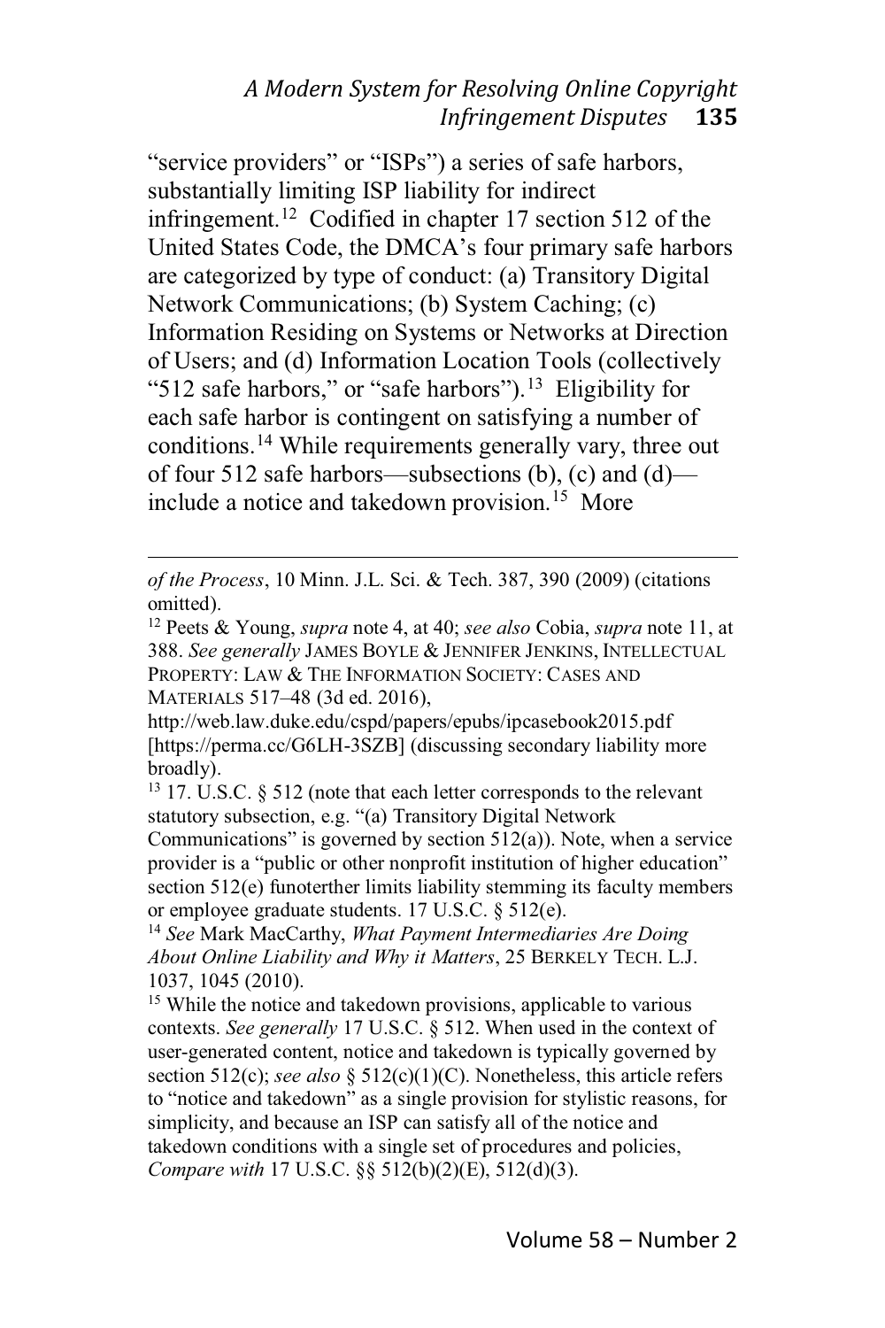"service providers" or "ISPs") a series of safe harbors, substantially limiting ISP liability for indirect infringement.[12] Codified in chapter 17 section 512 of the United States Code, the DMCA's four primary safe harbors are categorized by type of conduct: (a) Transitory Digital Network Communications; (b) System Caching; (c) Information Residing on Systems or Networks at Direction of Users; and (d) Information Location Tools (collectively "512 safe harbors," or "safe harbors").[13] Eligibility for each safe harbor is contingent on satisfying a number of conditions.[14] While requirements generally vary, three out of four 512 safe harbors—subsections (b), (c) and (d)—include a notice and takedown provision.[15] More

---

*of the Process*, 10 Minn. J.L. Sci. & Tech. 387, 390 (2009) (citations omitted).

[12] Peets & Young, *supra* note 4, at 40; *see also* Cobia, *supra* note 11, at 388. *See generally* JAMES BOYLE & JENNIFER JENKINS, INTELLECTUAL PROPERTY: LAW & THE INFORMATION SOCIETY: CASES AND MATERIALS 517–48 (3d ed. 2016), http://web.law.duke.edu/cspd/papers/epubs/ipcasebook2015.pdf [https://perma.cc/G6LH-3SZB] (discussing secondary liability more broadly).

[13] 17. U.S.C. § 512 (note that each letter corresponds to the relevant statutory subsection, e.g. "(a) Transitory Digital Network Communications" is governed by section 512(a)). Note, when a service provider is a "public or other nonprofit institution of higher education" section 512(e) funoterther limits liability stemming its faculty members or employee graduate students. 17 U.S.C. § 512(e).

[14] *See* Mark MacCarthy, *What Payment Intermediaries Are Doing About Online Liability and Why it Matters*, 25 BERKELY TECH. L.J. 1037, 1045 (2010).

[15] While the notice and takedown provisions, applicable to various contexts. *See generally* 17 U.S.C. § 512. When used in the context of user-generated content, notice and takedown is typically governed by section 512(c); *see also* § 512(c)(1)(C). Nonetheless, this article refers to "notice and takedown" as a single provision for stylistic reasons, for simplicity, and because an ISP can satisfy all of the notice and takedown conditions with a single set of procedures and policies, *Compare with* 17 U.S.C. §§ 512(b)(2)(E), 512(d)(3).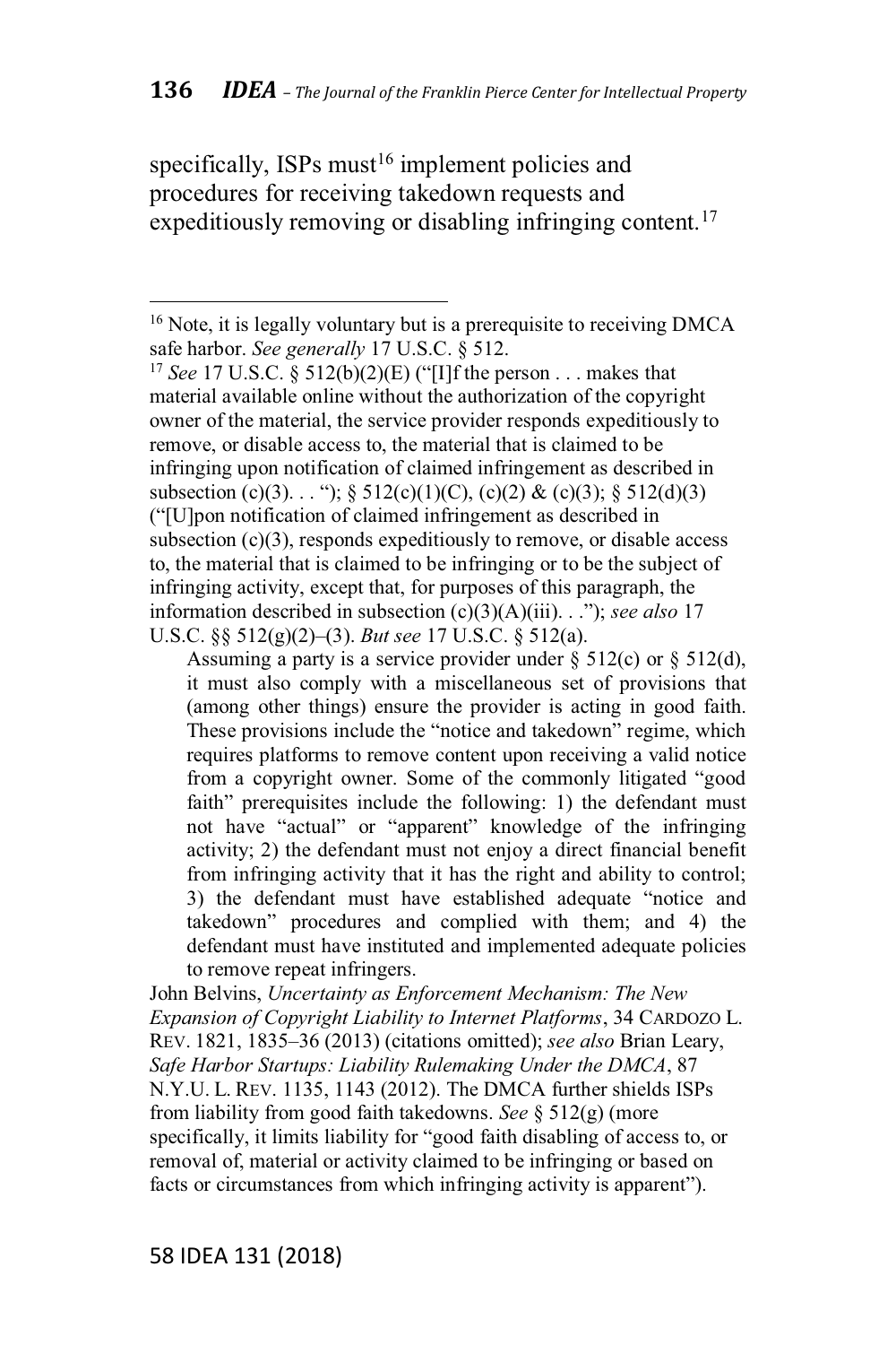specifically, ISPs must[16] implement policies and procedures for receiving takedown requests and expeditiously removing or disabling infringing content.[17]

---

[16] Note, it is legally voluntary but is a prerequisite to receiving DMCA safe harbor. *See generally* 17 U.S.C. § 512.

[17] *See* 17 U.S.C. § 512(b)(2)(E) ("[I]f the person . . . makes that material available online without the authorization of the copyright owner of the material, the service provider responds expeditiously to remove, or disable access to, the material that is claimed to be infringing upon notification of claimed infringement as described in subsection (c)(3). . . "); § 512(c)(1)(C), (c)(2) & (c)(3); § 512(d)(3) ("[U]pon notification of claimed infringement as described in subsection (c)(3), responds expeditiously to remove, or disable access to, the material that is claimed to be infringing or to be the subject of infringing activity, except that, for purposes of this paragraph, the information described in subsection (c)(3)(A)(iii). . ."); *see also* 17 U.S.C. §§ 512(g)(2)–(3). *But see* 17 U.S.C. § 512(a).

> Assuming a party is a service provider under § 512(c) or § 512(d), it must also comply with a miscellaneous set of provisions that (among other things) ensure the provider is acting in good faith. These provisions include the "notice and takedown" regime, which requires platforms to remove content upon receiving a valid notice from a copyright owner. Some of the commonly litigated "good faith" prerequisites include the following: 1) the defendant must not have "actual" or "apparent" knowledge of the infringing activity; 2) the defendant must not enjoy a direct financial benefit from infringing activity that it has the right and ability to control; 3) the defendant must have established adequate "notice and takedown" procedures and complied with them; and 4) the defendant must have instituted and implemented adequate policies to remove repeat infringers.

John Belvins, *Uncertainty as Enforcement Mechanism: The New Expansion of Copyright Liability to Internet Platforms*, 34 CARDOZO L. REV. 1821, 1835–36 (2013) (citations omitted); *see also* Brian Leary, *Safe Harbor Startups: Liability Rulemaking Under the DMCA*, 87 N.Y.U. L. REV. 1135, 1143 (2012). The DMCA further shields ISPs from liability from good faith takedowns. *See* § 512(g) (more specifically, it limits liability for "good faith disabling of access to, or removal of, material or activity claimed to be infringing or based on facts or circumstances from which infringing activity is apparent").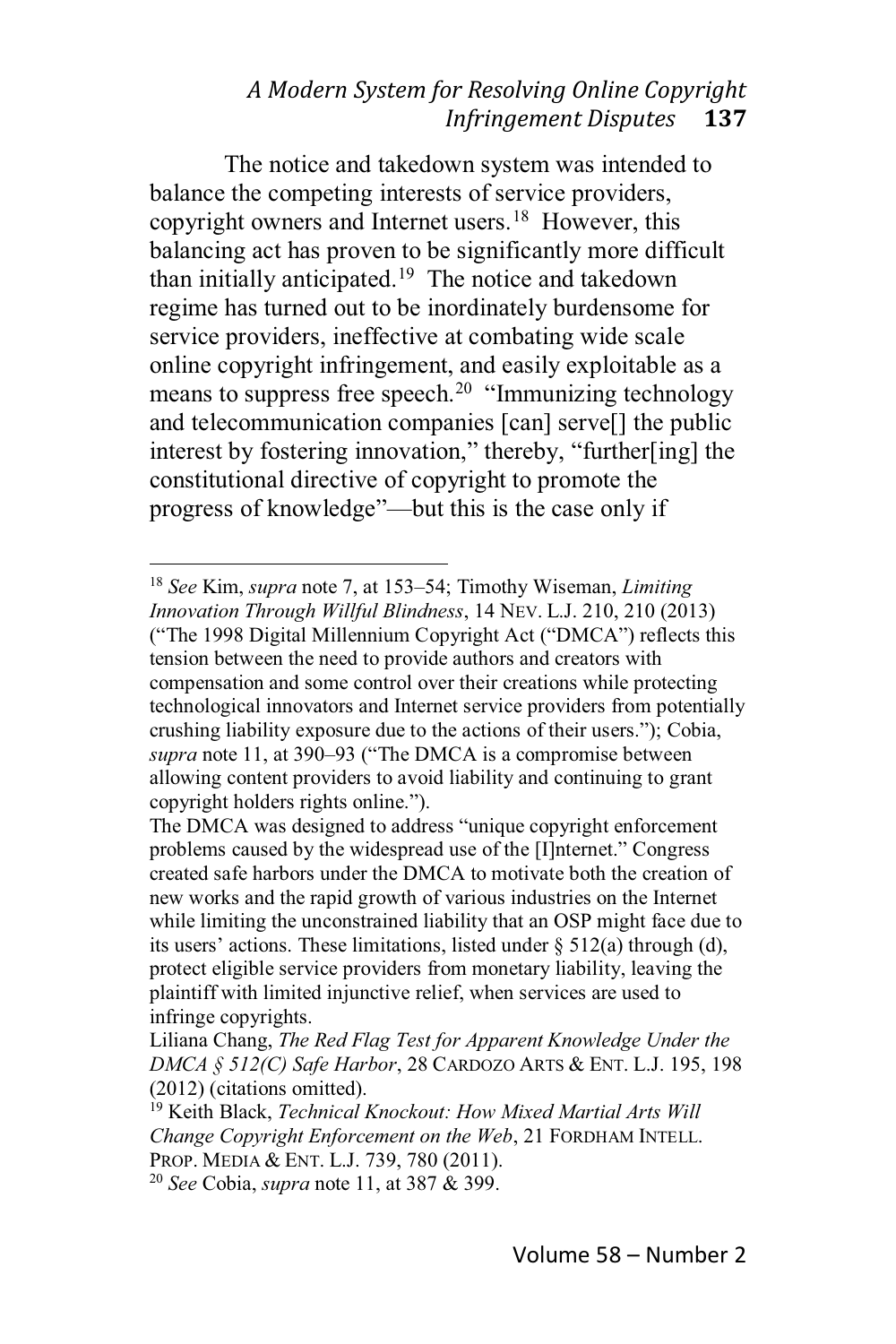The notice and takedown system was intended to balance the competing interests of service providers, copyright owners and Internet users.[18] However, this balancing act has proven to be significantly more difficult than initially anticipated.[19] The notice and takedown regime has turned out to be inordinately burdensome for service providers, ineffective at combating wide scale online copyright infringement, and easily exploitable as a means to suppress free speech.[20] "Immunizing technology and telecommunication companies [can] serve[] the public interest by fostering innovation," thereby, "further[ing] the constitutional directive of copyright to promote the progress of knowledge"—but this is the case only if

---

[18] *See* Kim, *supra* note 7, at 153–54; Timothy Wiseman, *Limiting Innovation Through Willful Blindness*, 14 NEV. L.J. 210, 210 (2013) ("The 1998 Digital Millennium Copyright Act ("DMCA") reflects this tension between the need to provide authors and creators with compensation and some control over their creations while protecting technological innovators and Internet service providers from potentially crushing liability exposure due to the actions of their users."); Cobia, *supra* note 11, at 390–93 ("The DMCA is a compromise between allowing content providers to avoid liability and continuing to grant copyright holders rights online.").

The DMCA was designed to address "unique copyright enforcement problems caused by the widespread use of the [I]nternet." Congress created safe harbors under the DMCA to motivate both the creation of new works and the rapid growth of various industries on the Internet while limiting the unconstrained liability that an OSP might face due to its users' actions. These limitations, listed under § 512(a) through (d), protect eligible service providers from monetary liability, leaving the plaintiff with limited injunctive relief, when services are used to infringe copyrights.

Liliana Chang, *The Red Flag Test for Apparent Knowledge Under the DMCA § 512(C) Safe Harbor*, 28 CARDOZO ARTS & ENT. L.J. 195, 198 (2012) (citations omitted).

[19] Keith Black, *Technical Knockout: How Mixed Martial Arts Will Change Copyright Enforcement on the Web*, 21 FORDHAM INTELL. PROP. MEDIA & ENT. L.J. 739, 780 (2011).

[20] *See* Cobia, *supra* note 11, at 387 & 399.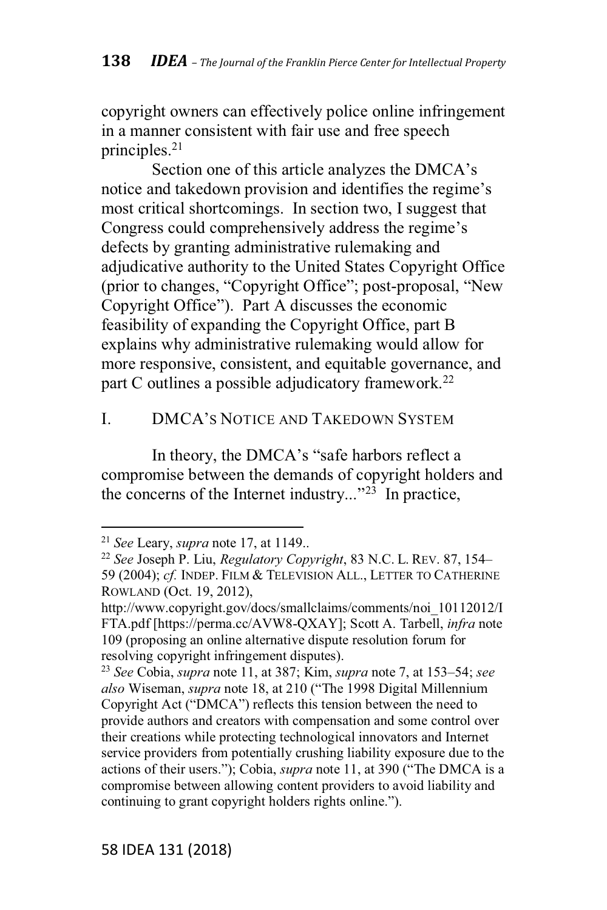copyright owners can effectively police online infringement in a manner consistent with fair use and free speech principles.[21]

Section one of this article analyzes the DMCA's notice and takedown provision and identifies the regime's most critical shortcomings. In section two, I suggest that Congress could comprehensively address the regime's defects by granting administrative rulemaking and adjudicative authority to the United States Copyright Office (prior to changes, "Copyright Office"; post-proposal, "New Copyright Office"). Part A discusses the economic feasibility of expanding the Copyright Office, part B explains why administrative rulemaking would allow for more responsive, consistent, and equitable governance, and part C outlines a possible adjudicatory framework.[22]

## I. DMCA'S NOTICE AND TAKEDOWN SYSTEM

In theory, the DMCA's "safe harbors reflect a compromise between the demands of copyright holders and the concerns of the Internet industry..."[23] In practice,

---

[21] *See* Leary, *supra* note 17, at 1149..

[22] *See* Joseph P. Liu, *Regulatory Copyright*, 83 N.C. L. REV. 87, 154–59 (2004); *cf.* INDEP. FILM & TELEVISION ALL., LETTER TO CATHERINE ROWLAND (Oct. 19, 2012), http://www.copyright.gov/docs/smallclaims/comments/noi_10112012/IFTA.pdf [https://perma.cc/AVW8-QXAY]; Scott A. Tarbell, *infra* note 109 (proposing an online alternative dispute resolution forum for resolving copyright infringement disputes).

[23] *See* Cobia, *supra* note 11, at 387; Kim, *supra* note 7, at 153–54; *see also* Wiseman, *supra* note 18, at 210 ("The 1998 Digital Millennium Copyright Act ("DMCA") reflects this tension between the need to provide authors and creators with compensation and some control over their creations while protecting technological innovators and Internet service providers from potentially crushing liability exposure due to the actions of their users."); Cobia, *supra* note 11, at 390 ("The DMCA is a compromise between allowing content providers to avoid liability and continuing to grant copyright holders rights online.").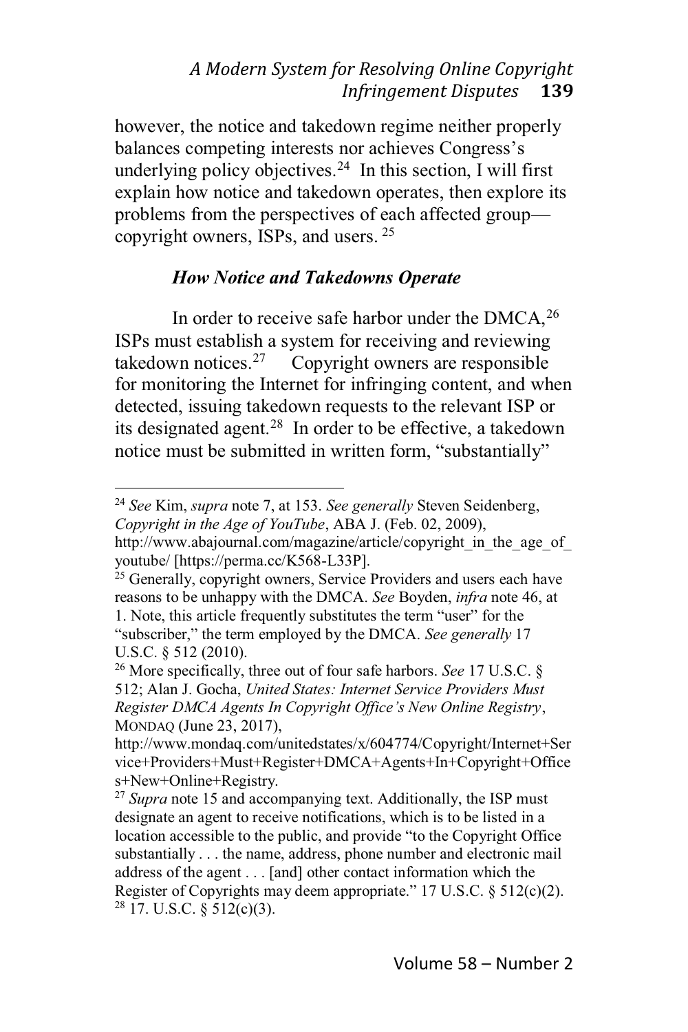however, the notice and takedown regime neither properly balances competing interests nor achieves Congress's underlying policy objectives.[24] In this section, I will first explain how notice and takedown operates, then explore its problems from the perspectives of each affected group—copyright owners, ISPs, and users.[25]

### *How Notice and Takedowns Operate*

In order to receive safe harbor under the DMCA,[26] ISPs must establish a system for receiving and reviewing takedown notices.[27] Copyright owners are responsible for monitoring the Internet for infringing content, and when detected, issuing takedown requests to the relevant ISP or its designated agent.[28] In order to be effective, a takedown notice must be submitted in written form, "substantially"

---

[24] *See* Kim, *supra* note 7, at 153. *See generally* Steven Seidenberg, *Copyright in the Age of YouTube*, ABA J. (Feb. 02, 2009), http://www.abajournal.com/magazine/article/copyright_in_the_age_of_youtube/ [https://perma.cc/K568-L33P].

[25] Generally, copyright owners, Service Providers and users each have reasons to be unhappy with the DMCA. *See* Boyden, *infra* note 46, at 1. Note, this article frequently substitutes the term "user" for the "subscriber," the term employed by the DMCA. *See generally* 17 U.S.C. § 512 (2010).

[26] More specifically, three out of four safe harbors. *See* 17 U.S.C. § 512; Alan J. Gocha, *United States: Internet Service Providers Must Register DMCA Agents In Copyright Office's New Online Registry*, MONDAQ (June 23, 2017), http://www.mondaq.com/unitedstates/x/604774/Copyright/Internet+Service+Providers+Must+Register+DMCA+Agents+In+Copyright+Offices+New+Online+Registry.

[27] *Supra* note 15 and accompanying text. Additionally, the ISP must designate an agent to receive notifications, which is to be listed in a location accessible to the public, and provide "to the Copyright Office substantially . . . the name, address, phone number and electronic mail address of the agent . . . [and] other contact information which the Register of Copyrights may deem appropriate." 17 U.S.C. § 512(c)(2).

[28] 17. U.S.C. § 512(c)(3).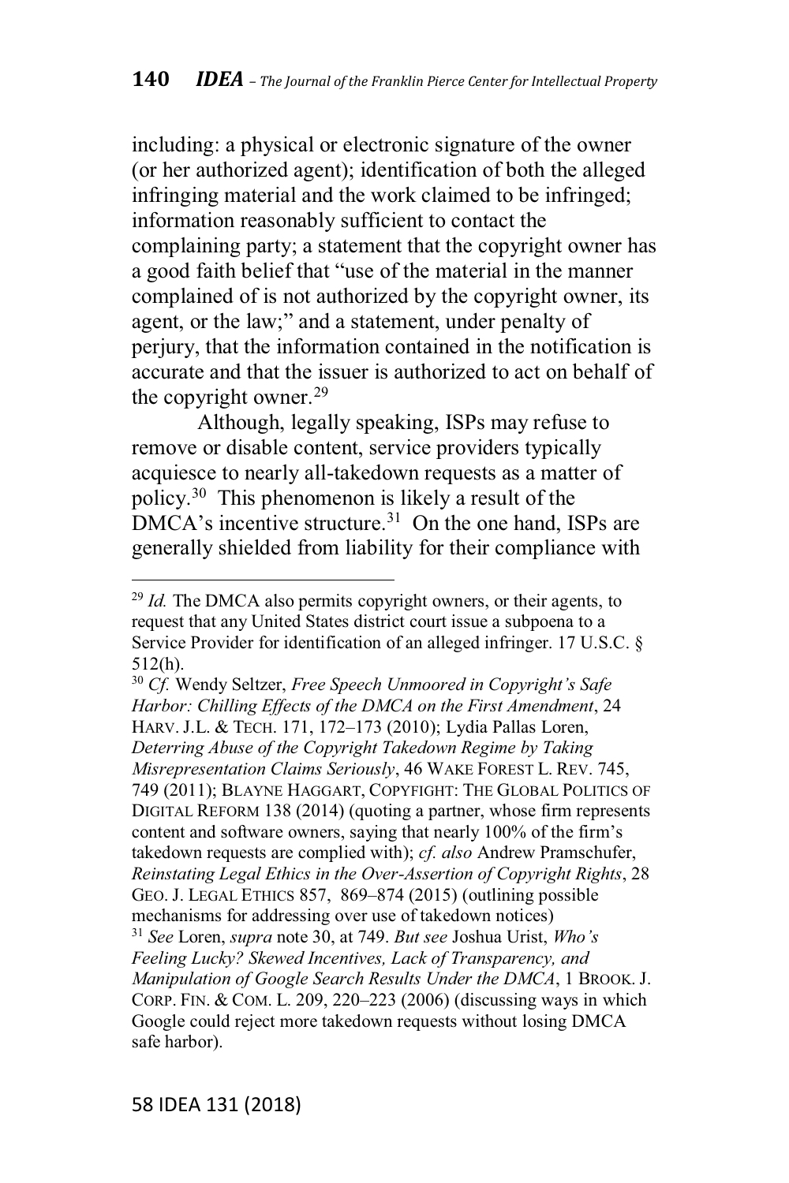including: a physical or electronic signature of the owner (or her authorized agent); identification of both the alleged infringing material and the work claimed to be infringed; information reasonably sufficient to contact the complaining party; a statement that the copyright owner has a good faith belief that "use of the material in the manner complained of is not authorized by the copyright owner, its agent, or the law;" and a statement, under penalty of perjury, that the information contained in the notification is accurate and that the issuer is authorized to act on behalf of the copyright owner.[29]

Although, legally speaking, ISPs may refuse to remove or disable content, service providers typically acquiesce to nearly all-takedown requests as a matter of policy.[30] This phenomenon is likely a result of the DMCA's incentive structure.[31] On the one hand, ISPs are generally shielded from liability for their compliance with

---

[29] *Id.* The DMCA also permits copyright owners, or their agents, to request that any United States district court issue a subpoena to a Service Provider for identification of an alleged infringer. 17 U.S.C. § 512(h).

[30] *Cf.* Wendy Seltzer, *Free Speech Unmoored in Copyright's Safe Harbor: Chilling Effects of the DMCA on the First Amendment*, 24 HARV. J.L. & TECH. 171, 172–173 (2010); Lydia Pallas Loren, *Deterring Abuse of the Copyright Takedown Regime by Taking Misrepresentation Claims Seriously*, 46 WAKE FOREST L. REV. 745, 749 (2011); BLAYNE HAGGART, COPYFIGHT: THE GLOBAL POLITICS OF DIGITAL REFORM 138 (2014) (quoting a partner, whose firm represents content and software owners, saying that nearly 100% of the firm's takedown requests are complied with); *cf. also* Andrew Pramschufer, *Reinstating Legal Ethics in the Over-Assertion of Copyright Rights*, 28 GEO. J. LEGAL ETHICS 857, 869–874 (2015) (outlining possible mechanisms for addressing over use of takedown notices)

[31] *See* Loren, *supra* note 30, at 749. *But see* Joshua Urist, *Who's Feeling Lucky? Skewed Incentives, Lack of Transparency, and Manipulation of Google Search Results Under the DMCA*, 1 BROOK. J. CORP. FIN. & COM. L. 209, 220–223 (2006) (discussing ways in which Google could reject more takedown requests without losing DMCA safe harbor).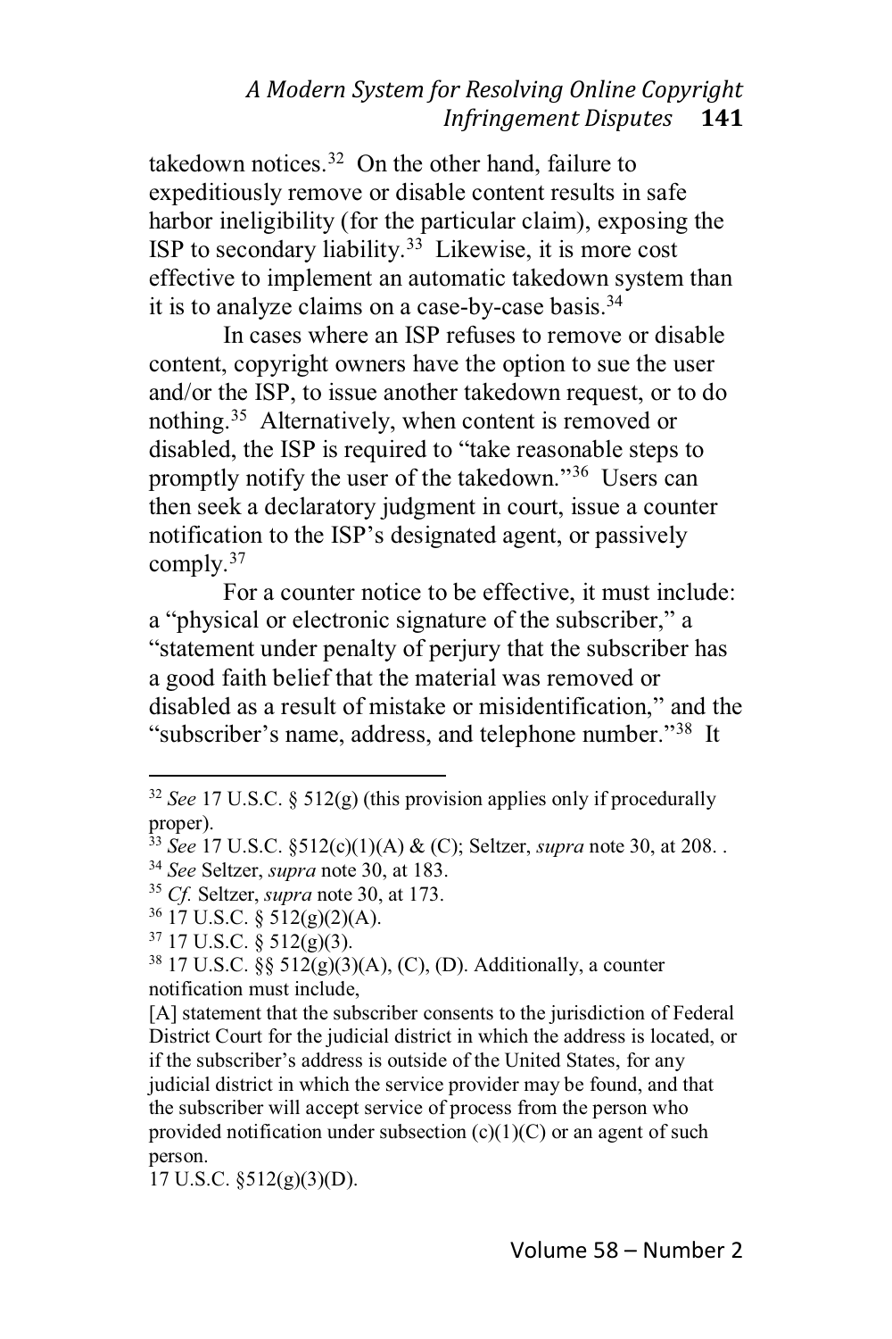takedown notices.[32] On the other hand, failure to expeditiously remove or disable content results in safe harbor ineligibility (for the particular claim), exposing the ISP to secondary liability.[33] Likewise, it is more cost effective to implement an automatic takedown system than it is to analyze claims on a case-by-case basis.[34]

In cases where an ISP refuses to remove or disable content, copyright owners have the option to sue the user and/or the ISP, to issue another takedown request, or to do nothing.[35] Alternatively, when content is removed or disabled, the ISP is required to "take reasonable steps to promptly notify the user of the takedown."[36] Users can then seek a declaratory judgment in court, issue a counter notification to the ISP's designated agent, or passively comply.[37]

For a counter notice to be effective, it must include: a "physical or electronic signature of the subscriber," a "statement under penalty of perjury that the subscriber has a good faith belief that the material was removed or disabled as a result of mistake or misidentification," and the "subscriber's name, address, and telephone number."[38] It

---

[32] *See* 17 U.S.C. § 512(g) (this provision applies only if procedurally proper).

[33] *See* 17 U.S.C. §512(c)(1)(A) & (C); Seltzer, *supra* note 30, at 208. .

[34] *See* Seltzer, *supra* note 30, at 183.

[35] *Cf.* Seltzer, *supra* note 30, at 173.

[36] 17 U.S.C. § 512(g)(2)(A).

[37] 17 U.S.C. § 512(g)(3).

[38] 17 U.S.C. §§ 512(g)(3)(A), (C), (D). Additionally, a counter notification must include,

[A] statement that the subscriber consents to the jurisdiction of Federal District Court for the judicial district in which the address is located, or if the subscriber's address is outside of the United States, for any judicial district in which the service provider may be found, and that the subscriber will accept service of process from the person who provided notification under subsection (c)(1)(C) or an agent of such person.

17 U.S.C. §512(g)(3)(D).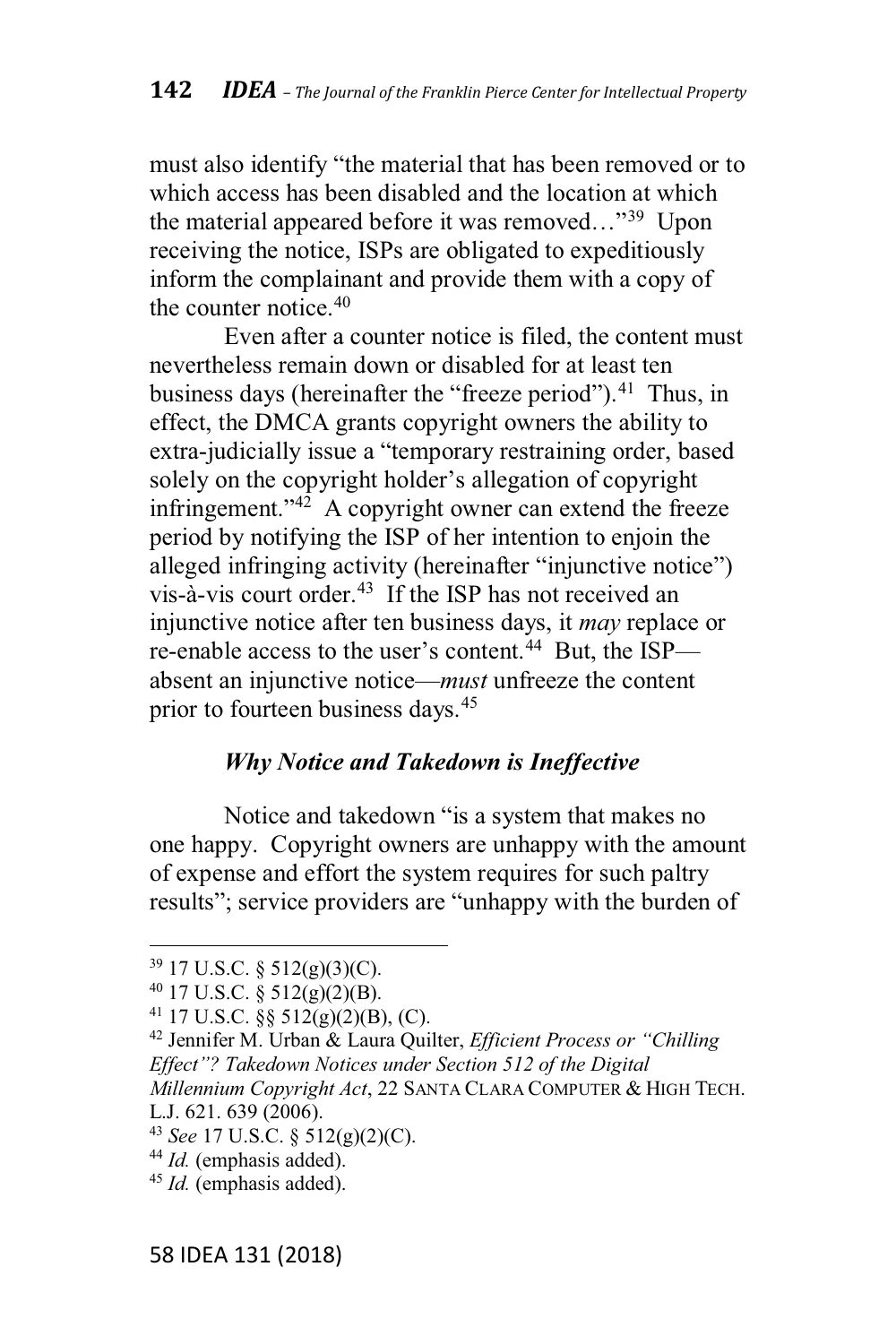must also identify "the material that has been removed or to which access has been disabled and the location at which the material appeared before it was removed…"[39] Upon receiving the notice, ISPs are obligated to expeditiously inform the complainant and provide them with a copy of the counter notice.[40]

Even after a counter notice is filed, the content must nevertheless remain down or disabled for at least ten business days (hereinafter the "freeze period").[41] Thus, in effect, the DMCA grants copyright owners the ability to extra-judicially issue a "temporary restraining order, based solely on the copyright holder's allegation of copyright infringement."[42] A copyright owner can extend the freeze period by notifying the ISP of her intention to enjoin the alleged infringing activity (hereinafter "injunctive notice") vis-à-vis court order.[43] If the ISP has not received an injunctive notice after ten business days, it *may* replace or re-enable access to the user's content.[44] But, the ISP—absent an injunctive notice—*must* unfreeze the content prior to fourteen business days.[45]

### *Why Notice and Takedown is Ineffective*

Notice and takedown "is a system that makes no one happy. Copyright owners are unhappy with the amount of expense and effort the system requires for such paltry results"; service providers are "unhappy with the burden of

---

[39] 17 U.S.C. § 512(g)(3)(C).

[40] 17 U.S.C. § 512(g)(2)(B).

[41] 17 U.S.C. §§ 512(g)(2)(B), (C).

[42] Jennifer M. Urban & Laura Quilter, *Efficient Process or "Chilling Effect"? Takedown Notices under Section 512 of the Digital Millennium Copyright Act*, 22 SANTA CLARA COMPUTER & HIGH TECH. L.J. 621. 639 (2006).

[43] *See* 17 U.S.C. § 512(g)(2)(C).

[44] *Id.* (emphasis added).

[45] *Id.* (emphasis added).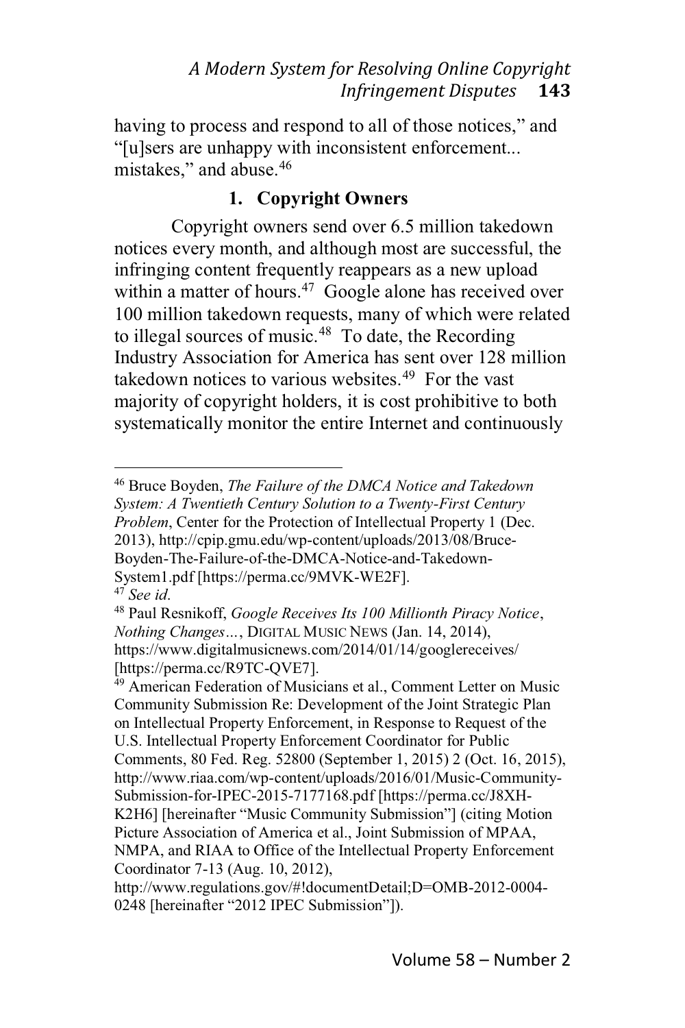having to process and respond to all of those notices," and "[u]sers are unhappy with inconsistent enforcement... mistakes," and abuse.[46]

### 1. Copyright Owners

Copyright owners send over 6.5 million takedown notices every month, and although most are successful, the infringing content frequently reappears as a new upload within a matter of hours.[47] Google alone has received over 100 million takedown requests, many of which were related to illegal sources of music.[48] To date, the Recording Industry Association for America has sent over 128 million takedown notices to various websites.[49] For the vast majority of copyright holders, it is cost prohibitive to both systematically monitor the entire Internet and continuously

---

[46] Bruce Boyden, *The Failure of the DMCA Notice and Takedown System: A Twentieth Century Solution to a Twenty-First Century Problem*, Center for the Protection of Intellectual Property 1 (Dec. 2013), http://cpip.gmu.edu/wp-content/uploads/2013/08/Bruce-Boyden-The-Failure-of-the-DMCA-Notice-and-Takedown-System1.pdf [https://perma.cc/9MVK-WE2F].

[47] *See id*.

[48] Paul Resnikoff, *Google Receives Its 100 Millionth Piracy Notice, Nothing Changes…*, DIGITAL MUSIC NEWS (Jan. 14, 2014), https://www.digitalmusicnews.com/2014/01/14/googlereceives/ [https://perma.cc/R9TC-QVE7].

[49] American Federation of Musicians et al., Comment Letter on Music Community Submission Re: Development of the Joint Strategic Plan on Intellectual Property Enforcement, in Response to Request of the U.S. Intellectual Property Enforcement Coordinator for Public Comments, 80 Fed. Reg. 52800 (September 1, 2015) 2 (Oct. 16, 2015), http://www.riaa.com/wp-content/uploads/2016/01/Music-Community-Submission-for-IPEC-2015-7177168.pdf [https://perma.cc/J8XH-K2H6] [hereinafter "Music Community Submission"] (citing Motion Picture Association of America et al., Joint Submission of MPAA, NMPA, and RIAA to Office of the Intellectual Property Enforcement Coordinator 7-13 (Aug. 10, 2012), http://www.regulations.gov/#!documentDetail;D=OMB-2012-0004-0248 [hereinafter "2012 IPEC Submission"]).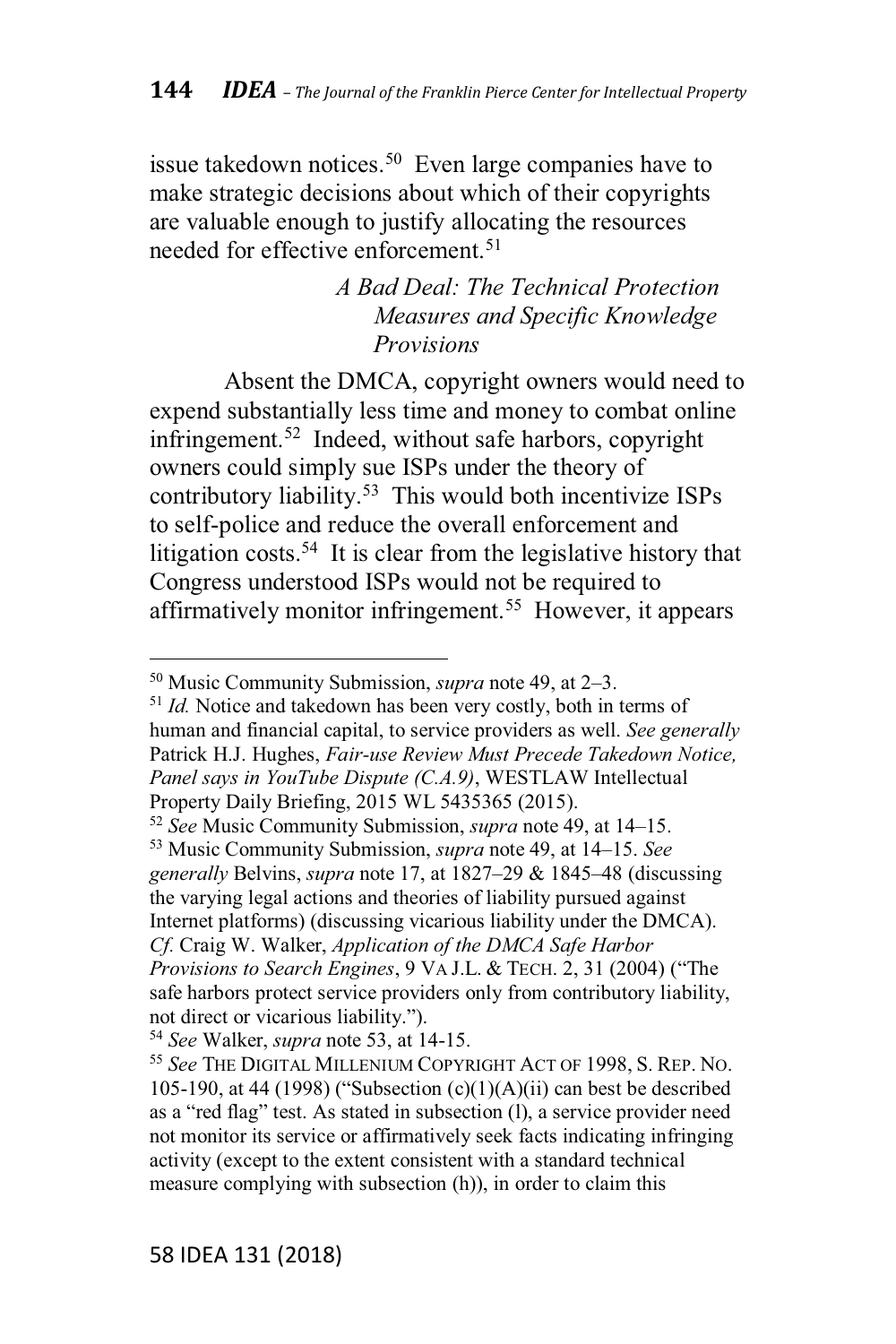issue takedown notices.[50] Even large companies have to make strategic decisions about which of their copyrights are valuable enough to justify allocating the resources needed for effective enforcement.[51]

### *A Bad Deal: The Technical Protection Measures and Specific Knowledge Provisions*

Absent the DMCA, copyright owners would need to expend substantially less time and money to combat online infringement.[52] Indeed, without safe harbors, copyright owners could simply sue ISPs under the theory of contributory liability.[53] This would both incentivize ISPs to self-police and reduce the overall enforcement and litigation costs.[54] It is clear from the legislative history that Congress understood ISPs would not be required to affirmatively monitor infringement.[55] However, it appears

---

[50] Music Community Submission, *supra* note 49, at 2–3.

[51] *Id.* Notice and takedown has been very costly, both in terms of human and financial capital, to service providers as well. *See generally* Patrick H.J. Hughes, *Fair-use Review Must Precede Takedown Notice, Panel says in YouTube Dispute (C.A.9)*, WESTLAW Intellectual Property Daily Briefing, 2015 WL 5435365 (2015).

[52] *See* Music Community Submission, *supra* note 49, at 14–15.

[53] Music Community Submission, *supra* note 49, at 14–15. *See generally* Belvins, *supra* note 17, at 1827–29 & 1845–48 (discussing the varying legal actions and theories of liability pursued against Internet platforms) (discussing vicarious liability under the DMCA). *Cf.* Craig W. Walker, *Application of the DMCA Safe Harbor Provisions to Search Engines*, 9 VA J.L. & TECH. 2, 31 (2004) ("The safe harbors protect service providers only from contributory liability, not direct or vicarious liability.").

[54] *See* Walker, *supra* note 53, at 14-15.

[55] *See* THE DIGITAL MILLENIUM COPYRIGHT ACT OF 1998, S. REP. NO. 105-190, at 44 (1998) ("Subsection (c)(1)(A)(ii) can best be described as a "red flag" test. As stated in subsection (l), a service provider need not monitor its service or affirmatively seek facts indicating infringing activity (except to the extent consistent with a standard technical measure complying with subsection (h)), in order to claim this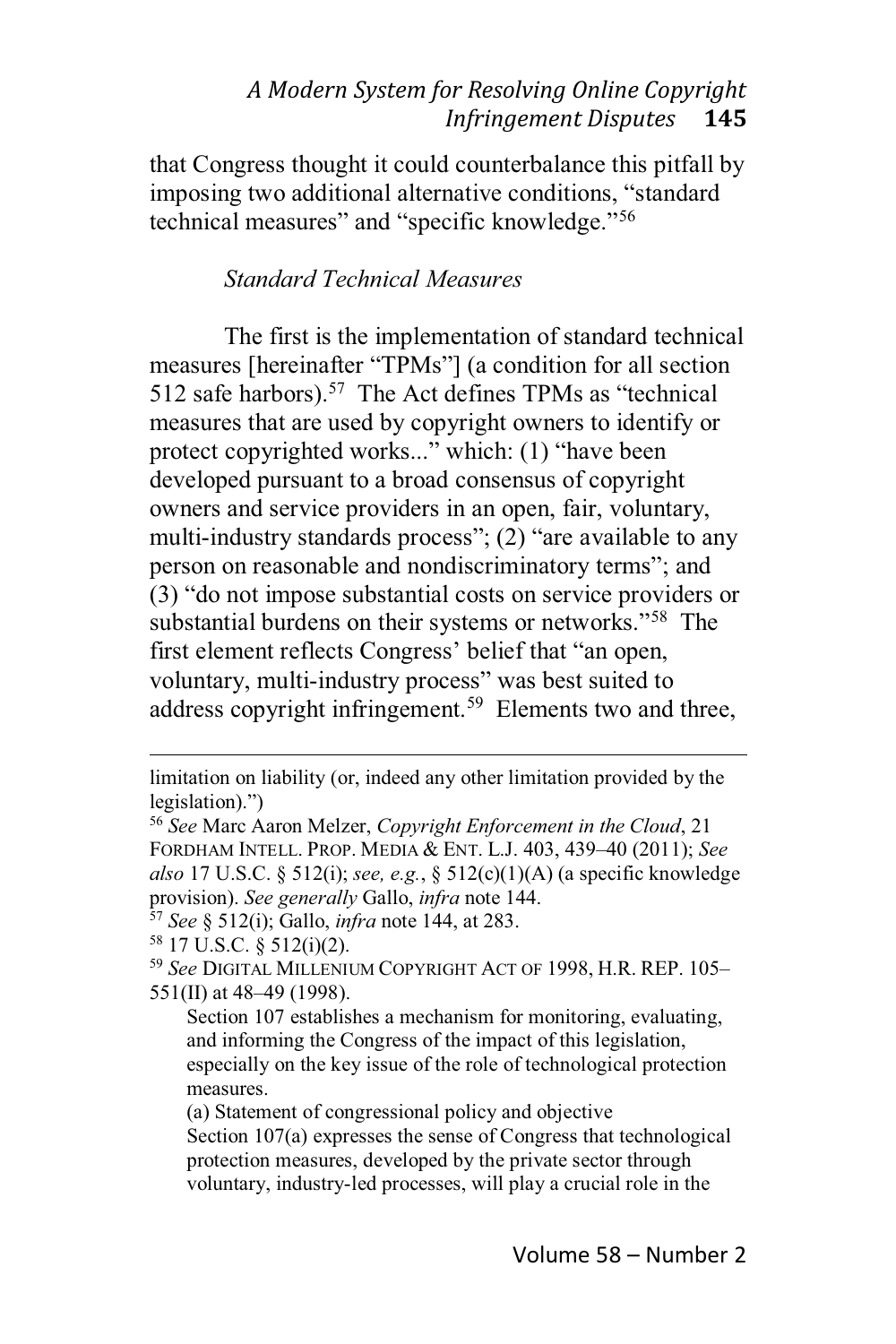that Congress thought it could counterbalance this pitfall by imposing two additional alternative conditions, "standard technical measures" and "specific knowledge."[56]

*Standard Technical Measures*

The first is the implementation of standard technical measures [hereinafter "TPMs"] (a condition for all section 512 safe harbors).[57] The Act defines TPMs as "technical measures that are used by copyright owners to identify or protect copyrighted works..." which: (1) "have been developed pursuant to a broad consensus of copyright owners and service providers in an open, fair, voluntary, multi-industry standards process"; (2) "are available to any person on reasonable and nondiscriminatory terms"; and (3) "do not impose substantial costs on service providers or substantial burdens on their systems or networks."[58] The first element reflects Congress' belief that "an open, voluntary, multi-industry process" was best suited to address copyright infringement.[59] Elements two and three,

---

limitation on liability (or, indeed any other limitation provided by the legislation).")

[56] *See* Marc Aaron Melzer, *Copyright Enforcement in the Cloud*, 21 FORDHAM INTELL. PROP. MEDIA & ENT. L.J. 403, 439–40 (2011); *See also* 17 U.S.C. § 512(i); *see, e.g.*, § 512(c)(1)(A) (a specific knowledge provision). *See generally* Gallo, *infra* note 144.

[57] *See* § 512(i); Gallo, *infra* note 144, at 283.

[58] 17 U.S.C. § 512(i)(2).

[59] *See* DIGITAL MILLENIUM COPYRIGHT ACT OF 1998, H.R. REP. 105–551(II) at 48–49 (1998).

> Section 107 establishes a mechanism for monitoring, evaluating, and informing the Congress of the impact of this legislation, especially on the key issue of the role of technological protection measures.
>
> (a) Statement of congressional policy and objective
>
> Section 107(a) expresses the sense of Congress that technological protection measures, developed by the private sector through voluntary, industry-led processes, will play a crucial role in the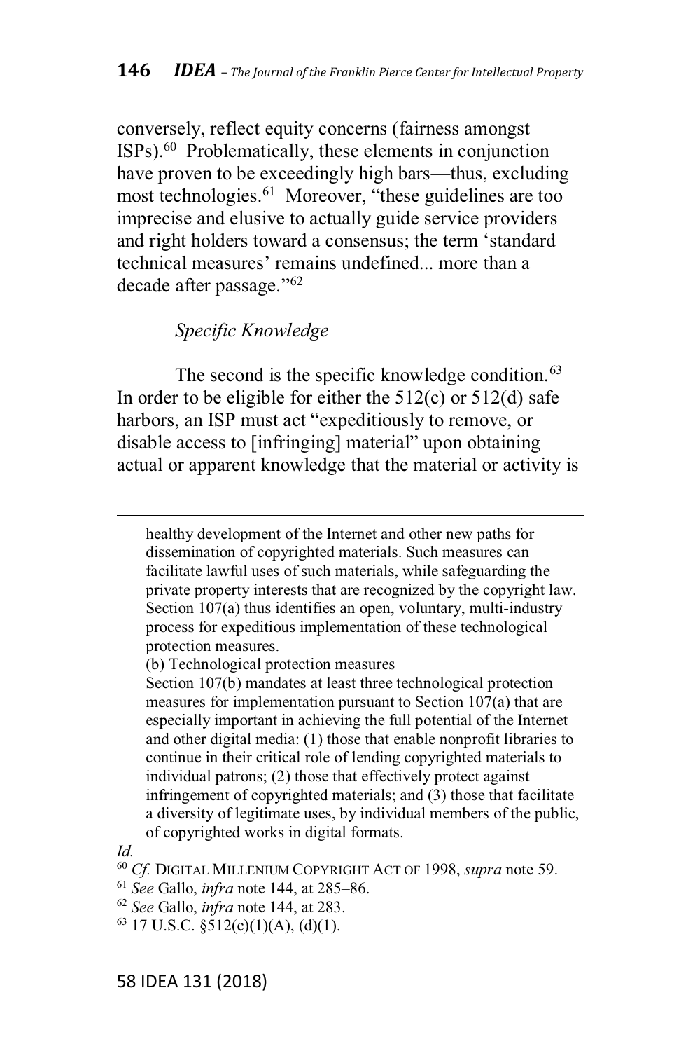conversely, reflect equity concerns (fairness amongst ISPs).[60] Problematically, these elements in conjunction have proven to be exceedingly high bars—thus, excluding most technologies.[61] Moreover, "these guidelines are too imprecise and elusive to actually guide service providers and right holders toward a consensus; the term 'standard technical measures' remains undefined... more than a decade after passage."[62]

*Specific Knowledge*

The second is the specific knowledge condition.[63] In order to be eligible for either the 512(c) or 512(d) safe harbors, an ISP must act "expeditiously to remove, or disable access to [infringing] material" upon obtaining actual or apparent knowledge that the material or activity is

---

healthy development of the Internet and other new paths for dissemination of copyrighted materials. Such measures can facilitate lawful uses of such materials, while safeguarding the private property interests that are recognized by the copyright law. Section 107(a) thus identifies an open, voluntary, multi-industry process for expeditious implementation of these technological protection measures.

(b) Technological protection measures

Section 107(b) mandates at least three technological protection measures for implementation pursuant to Section 107(a) that are especially important in achieving the full potential of the Internet and other digital media: (1) those that enable nonprofit libraries to continue in their critical role of lending copyrighted materials to individual patrons; (2) those that effectively protect against infringement of copyrighted materials; and (3) those that facilitate a diversity of legitimate uses, by individual members of the public, of copyrighted works in digital formats.

*Id.*

[60] *Cf.* DIGITAL MILLENIUM COPYRIGHT ACT OF 1998, *supra* note 59.

[61] *See* Gallo, *infra* note 144, at 285–86.

[62] *See* Gallo, *infra* note 144, at 283.

[63] 17 U.S.C. §512(c)(1)(A), (d)(1).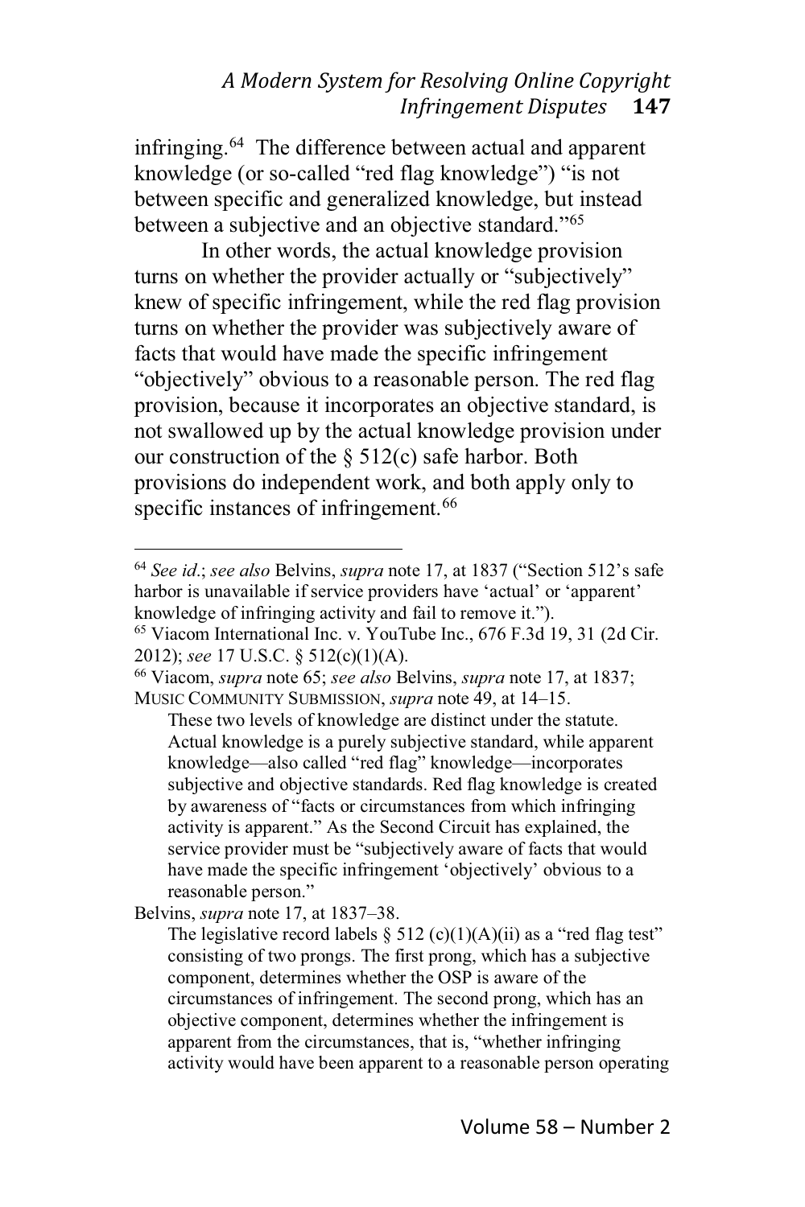infringing.[64] The difference between actual and apparent knowledge (or so-called "red flag knowledge") "is not between specific and generalized knowledge, but instead between a subjective and an objective standard."[65]

> In other words, the actual knowledge provision turns on whether the provider actually or "subjectively" knew of specific infringement, while the red flag provision turns on whether the provider was subjectively aware of facts that would have made the specific infringement "objectively" obvious to a reasonable person. The red flag provision, because it incorporates an objective standard, is not swallowed up by the actual knowledge provision under our construction of the § 512(c) safe harbor. Both provisions do independent work, and both apply only to specific instances of infringement.[66]

---

[64] *See id*.; *see also* Belvins, *supra* note 17, at 1837 ("Section 512's safe harbor is unavailable if service providers have 'actual' or 'apparent' knowledge of infringing activity and fail to remove it.").

[65] Viacom International Inc. v. YouTube Inc., 676 F.3d 19, 31 (2d Cir. 2012); *see* 17 U.S.C. § 512(c)(1)(A).

[66] Viacom, *supra* note 65; *see also* Belvins, *supra* note 17, at 1837; MUSIC COMMUNITY SUBMISSION, *supra* note 49, at 14–15.

> These two levels of knowledge are distinct under the statute. Actual knowledge is a purely subjective standard, while apparent knowledge—also called "red flag" knowledge—incorporates subjective and objective standards. Red flag knowledge is created by awareness of "facts or circumstances from which infringing activity is apparent." As the Second Circuit has explained, the service provider must be "subjectively aware of facts that would have made the specific infringement 'objectively' obvious to a reasonable person."

Belvins, *supra* note 17, at 1837–38.

> The legislative record labels § 512 (c)(1)(A)(ii) as a "red flag test" consisting of two prongs. The first prong, which has a subjective component, determines whether the OSP is aware of the circumstances of infringement. The second prong, which has an objective component, determines whether the infringement is apparent from the circumstances, that is, "whether infringing activity would have been apparent to a reasonable person operating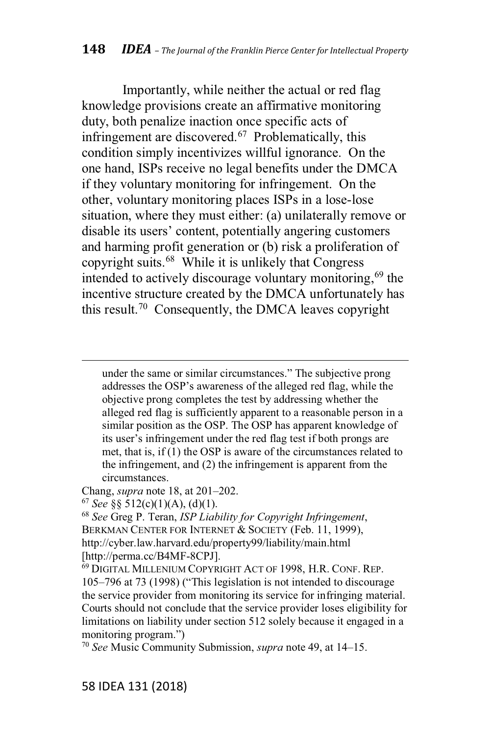Importantly, while neither the actual or red flag knowledge provisions create an affirmative monitoring duty, both penalize inaction once specific acts of infringement are discovered.[67] Problematically, this condition simply incentivizes willful ignorance. On the one hand, ISPs receive no legal benefits under the DMCA if they voluntary monitoring for infringement. On the other, voluntary monitoring places ISPs in a lose-lose situation, where they must either: (a) unilaterally remove or disable its users' content, potentially angering customers and harming profit generation or (b) risk a proliferation of copyright suits.[68] While it is unlikely that Congress intended to actively discourage voluntary monitoring,[69] the incentive structure created by the DMCA unfortunately has this result.[70] Consequently, the DMCA leaves copyright

---

> under the same or similar circumstances." The subjective prong addresses the OSP's awareness of the alleged red flag, while the objective prong completes the test by addressing whether the alleged red flag is sufficiently apparent to a reasonable person in a similar position as the OSP. The OSP has apparent knowledge of its user's infringement under the red flag test if both prongs are met, that is, if (1) the OSP is aware of the circumstances related to the infringement, and (2) the infringement is apparent from the circumstances.

Chang, *supra* note 18, at 201–202.

[67] *See* §§ 512(c)(1)(A), (d)(1).

[68] *See* Greg P. Teran, *ISP Liability for Copyright Infringement*, BERKMAN CENTER FOR INTERNET & SOCIETY (Feb. 11, 1999), http://cyber.law.harvard.edu/property99/liability/main.html [http://perma.cc/B4MF-8CPJ].

[69] DIGITAL MILLENIUM COPYRIGHT ACT OF 1998, H.R. CONF. REP. 105–796 at 73 (1998) ("This legislation is not intended to discourage the service provider from monitoring its service for infringing material. Courts should not conclude that the service provider loses eligibility for limitations on liability under section 512 solely because it engaged in a monitoring program.")

[70] *See* Music Community Submission, *supra* note 49, at 14–15.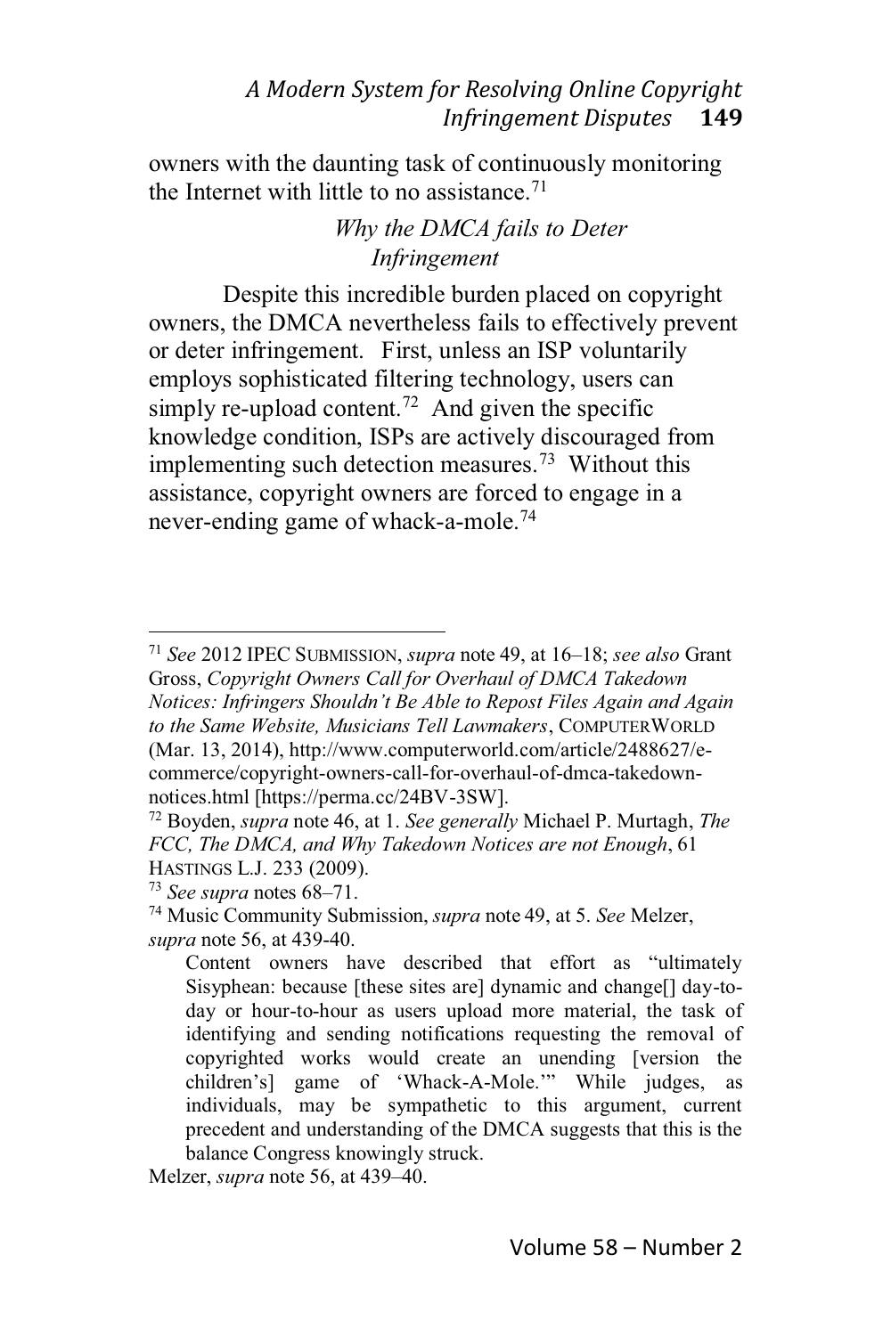owners with the daunting task of continuously monitoring the Internet with little to no assistance.[71]

### *Why the DMCA fails to Deter Infringement*

Despite this incredible burden placed on copyright owners, the DMCA nevertheless fails to effectively prevent or deter infringement. First, unless an ISP voluntarily employs sophisticated filtering technology, users can simply re-upload content.[72] And given the specific knowledge condition, ISPs are actively discouraged from implementing such detection measures.[73] Without this assistance, copyright owners are forced to engage in a never-ending game of whack-a-mole.[74]

---

[71] *See* 2012 IPEC SUBMISSION, *supra* note 49, at 16–18; *see also* Grant Gross, *Copyright Owners Call for Overhaul of DMCA Takedown Notices: Infringers Shouldn't Be Able to Repost Files Again and Again to the Same Website, Musicians Tell Lawmakers*, COMPUTERWORLD (Mar. 13, 2014), http://www.computerworld.com/article/2488627/e-commerce/copyright-owners-call-for-overhaul-of-dmca-takedown-notices.html [https://perma.cc/24BV-3SW].

[72] Boyden, *supra* note 46, at 1. *See generally* Michael P. Murtagh, *The FCC, The DMCA, and Why Takedown Notices are not Enough*, 61 HASTINGS L.J. 233 (2009).

[73] *See supra* notes 68–71.

[74] Music Community Submission, *supra* note 49, at 5. *See* Melzer, *supra* note 56, at 439-40.

> Content owners have described that effort as "ultimately Sisyphean: because [these sites are] dynamic and change[] day-to-day or hour-to-hour as users upload more material, the task of identifying and sending notifications requesting the removal of copyrighted works would create an unending [version the children's] game of 'Whack-A-Mole.'" While judges, as individuals, may be sympathetic to this argument, current precedent and understanding of the DMCA suggests that this is the balance Congress knowingly struck.

Melzer, *supra* note 56, at 439–40.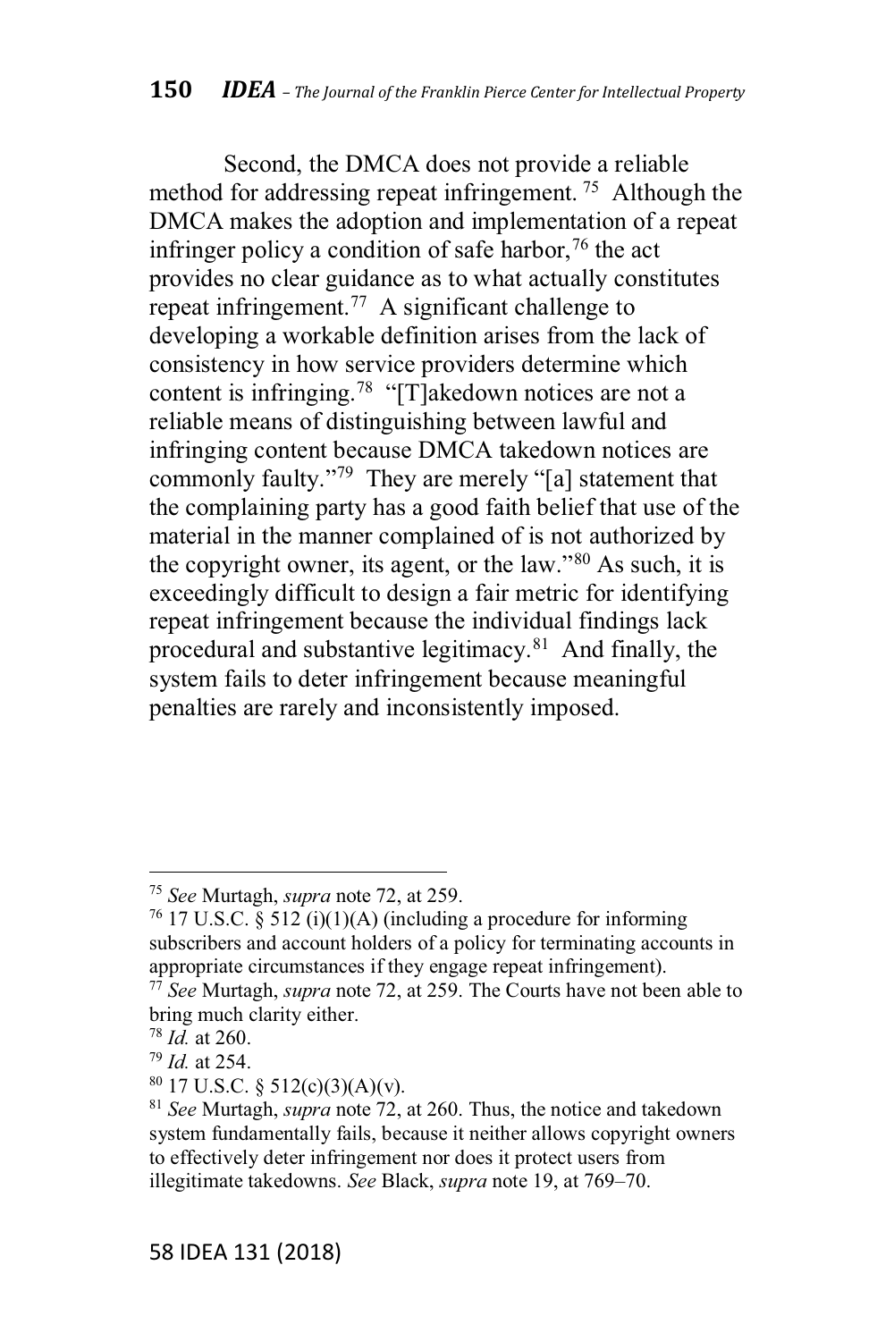Second, the DMCA does not provide a reliable method for addressing repeat infringement.[75] Although the DMCA makes the adoption and implementation of a repeat infringer policy a condition of safe harbor,[76] the act provides no clear guidance as to what actually constitutes repeat infringement.[77] A significant challenge to developing a workable definition arises from the lack of consistency in how service providers determine which content is infringing.[78] "[T]akedown notices are not a reliable means of distinguishing between lawful and infringing content because DMCA takedown notices are commonly faulty."[79] They are merely "[a] statement that the complaining party has a good faith belief that use of the material in the manner complained of is not authorized by the copyright owner, its agent, or the law."[80] As such, it is exceedingly difficult to design a fair metric for identifying repeat infringement because the individual findings lack procedural and substantive legitimacy.[81] And finally, the system fails to deter infringement because meaningful penalties are rarely and inconsistently imposed.

---

[75] *See* Murtagh, *supra* note 72, at 259.

[76] 17 U.S.C. § 512 (i)(1)(A) (including a procedure for informing subscribers and account holders of a policy for terminating accounts in appropriate circumstances if they engage repeat infringement).

[77] *See* Murtagh, *supra* note 72, at 259. The Courts have not been able to bring much clarity either.

[78] *Id.* at 260.

[79] *Id.* at 254.

[80] 17 U.S.C. § 512(c)(3)(A)(v).

[81] *See* Murtagh, *supra* note 72, at 260. Thus, the notice and takedown system fundamentally fails, because it neither allows copyright owners to effectively deter infringement nor does it protect users from illegitimate takedowns. *See* Black, *supra* note 19, at 769–70.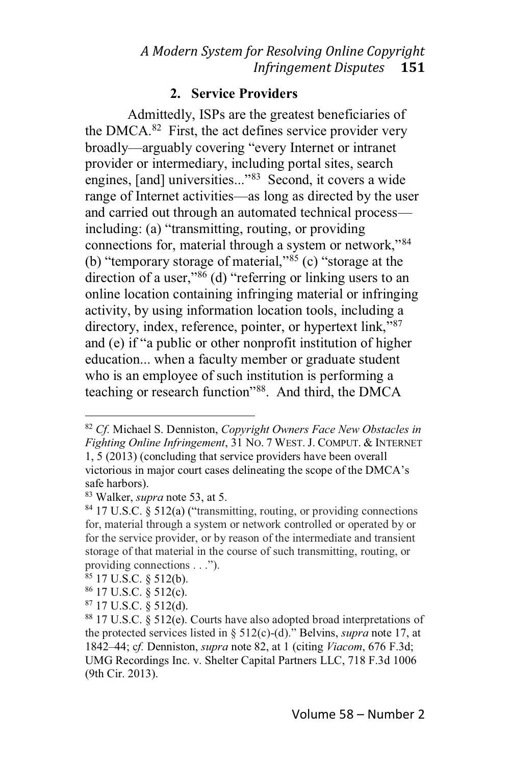### 2. Service Providers

Admittedly, ISPs are the greatest beneficiaries of the DMCA.[82] First, the act defines service provider very broadly—arguably covering "every Internet or intranet provider or intermediary, including portal sites, search engines, [and] universities..."[83] Second, it covers a wide range of Internet activities—as long as directed by the user and carried out through an automated technical process—including: (a) "transmitting, routing, or providing connections for, material through a system or network,"[84] (b) "temporary storage of material,"[85] (c) "storage at the direction of a user,"[86] (d) "referring or linking users to an online location containing infringing material or infringing activity, by using information location tools, including a directory, index, reference, pointer, or hypertext link,"[87] and (e) if "a public or other nonprofit institution of higher education... when a faculty member or graduate student who is an employee of such institution is performing a teaching or research function"[88]. And third, the DMCA

---

[82] *Cf.* Michael S. Denniston, *Copyright Owners Face New Obstacles in Fighting Online Infringement*, 31 NO. 7 WEST. J. COMPUT. & INTERNET 1, 5 (2013) (concluding that service providers have been overall victorious in major court cases delineating the scope of the DMCA's safe harbors).

[83] Walker, *supra* note 53, at 5.

[84] 17 U.S.C. § 512(a) ("transmitting, routing, or providing connections for, material through a system or network controlled or operated by or for the service provider, or by reason of the intermediate and transient storage of that material in the course of such transmitting, routing, or providing connections . . .").

[85] 17 U.S.C. § 512(b).

[86] 17 U.S.C. § 512(c).

[87] 17 U.S.C. § 512(d).

[88] 17 U.S.C. § 512(e). Courts have also adopted broad interpretations of the protected services listed in § 512(c)-(d)." Belvins, *supra* note 17, at 1842–44; c*f.* Denniston, *supra* note 82, at 1 (citing *Viacom*, 676 F.3d; UMG Recordings Inc. v. Shelter Capital Partners LLC, 718 F.3d 1006 (9th Cir. 2013).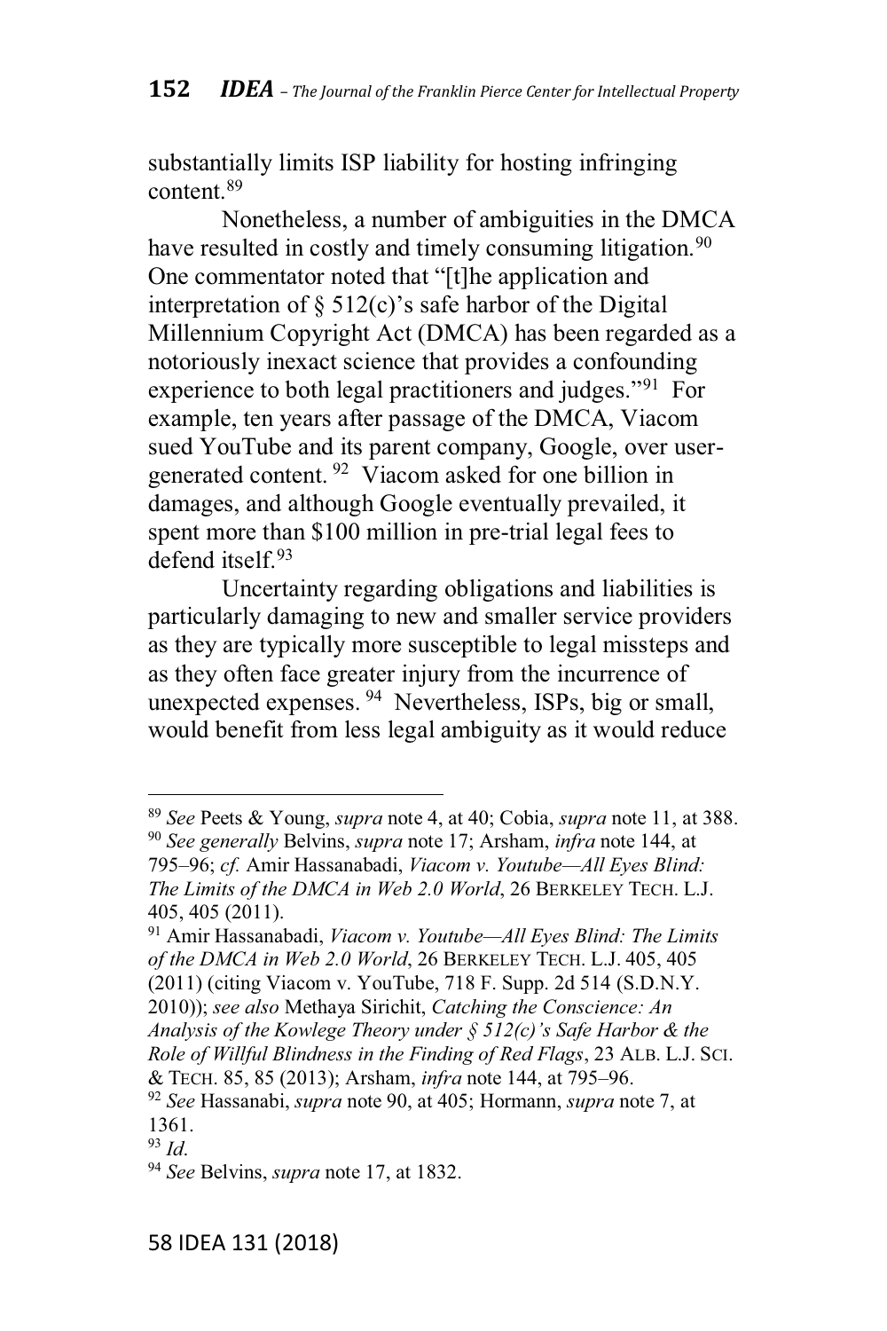substantially limits ISP liability for hosting infringing content.[89]

Nonetheless, a number of ambiguities in the DMCA have resulted in costly and timely consuming litigation.[90] One commentator noted that "[t]he application and interpretation of § 512(c)'s safe harbor of the Digital Millennium Copyright Act (DMCA) has been regarded as a notoriously inexact science that provides a confounding experience to both legal practitioners and judges."[91] For example, ten years after passage of the DMCA, Viacom sued YouTube and its parent company, Google, over user-generated content.[92] Viacom asked for one billion in damages, and although Google eventually prevailed, it spent more than $100 million in pre-trial legal fees to defend itself.[93]

Uncertainty regarding obligations and liabilities is particularly damaging to new and smaller service providers as they are typically more susceptible to legal missteps and as they often face greater injury from the incurrence of unexpected expenses.[94] Nevertheless, ISPs, big or small, would benefit from less legal ambiguity as it would reduce

---

[89] *See* Peets & Young, *supra* note 4, at 40; Cobia, *supra* note 11, at 388.

[90] *See generally* Belvins, *supra* note 17; Arsham, *infra* note 144, at 795–96; *cf.* Amir Hassanabadi, *Viacom v. Youtube—All Eyes Blind: The Limits of the DMCA in Web 2.0 World*, 26 BERKELEY TECH. L.J. 405, 405 (2011).

[91] Amir Hassanabadi, *Viacom v. Youtube—All Eyes Blind: The Limits of the DMCA in Web 2.0 World*, 26 BERKELEY TECH. L.J. 405, 405 (2011) (citing Viacom v. YouTube, 718 F. Supp. 2d 514 (S.D.N.Y. 2010)); *see also* Methaya Sirichit, *Catching the Conscience: An Analysis of the Kowlege Theory under § 512(c)'s Safe Harbor & the Role of Willful Blindness in the Finding of Red Flags*, 23 ALB. L.J. SCI. & TECH. 85, 85 (2013); Arsham, *infra* note 144, at 795–96.

[92] *See* Hassanabi, *supra* note 90, at 405; Hormann, *supra* note 7, at 1361.

[93] *Id.*

[94] *See* Belvins, *supra* note 17, at 1832.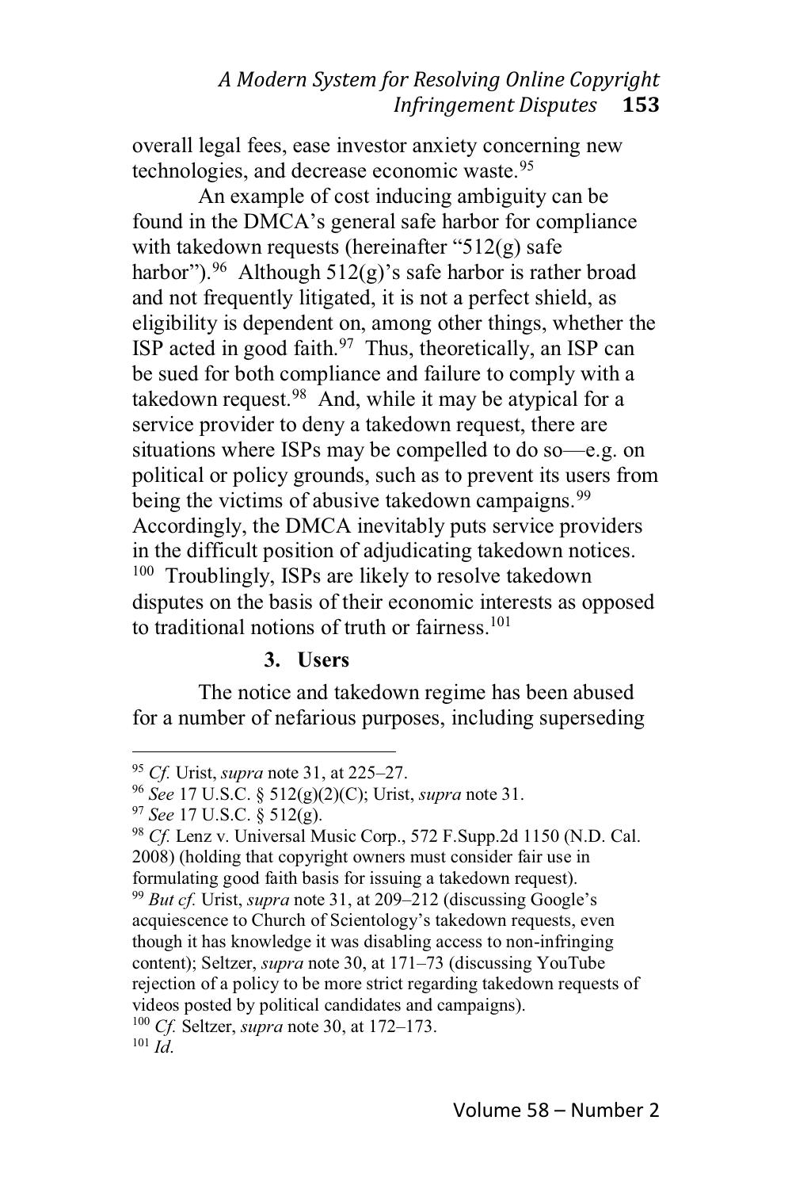overall legal fees, ease investor anxiety concerning new technologies, and decrease economic waste.[95]

An example of cost inducing ambiguity can be found in the DMCA's general safe harbor for compliance with takedown requests (hereinafter "512(g) safe harbor").[96] Although 512(g)'s safe harbor is rather broad and not frequently litigated, it is not a perfect shield, as eligibility is dependent on, among other things, whether the ISP acted in good faith.[97] Thus, theoretically, an ISP can be sued for both compliance and failure to comply with a takedown request.[98] And, while it may be atypical for a service provider to deny a takedown request, there are situations where ISPs may be compelled to do so—e.g. on political or policy grounds, such as to prevent its users from being the victims of abusive takedown campaigns.[99] Accordingly, the DMCA inevitably puts service providers in the difficult position of adjudicating takedown notices.[100] Troublingly, ISPs are likely to resolve takedown disputes on the basis of their economic interests as opposed to traditional notions of truth or fairness.[101]

### 3. Users

The notice and takedown regime has been abused for a number of nefarious purposes, including superseding

---

[95] *Cf.* Urist, *supra* note 31, at 225–27.

[96] *See* 17 U.S.C. § 512(g)(2)(C); Urist, *supra* note 31.

[97] *See* 17 U.S.C. § 512(g).

[98] *Cf.* Lenz v. Universal Music Corp., 572 F.Supp.2d 1150 (N.D. Cal. 2008) (holding that copyright owners must consider fair use in formulating good faith basis for issuing a takedown request).

[99] *But cf.* Urist, *supra* note 31, at 209–212 (discussing Google's acquiescence to Church of Scientology's takedown requests, even though it has knowledge it was disabling access to non-infringing content); Seltzer, *supra* note 30, at 171–73 (discussing YouTube rejection of a policy to be more strict regarding takedown requests of videos posted by political candidates and campaigns).

[100] *Cf.* Seltzer, *supra* note 30, at 172–173.

[101] *Id.*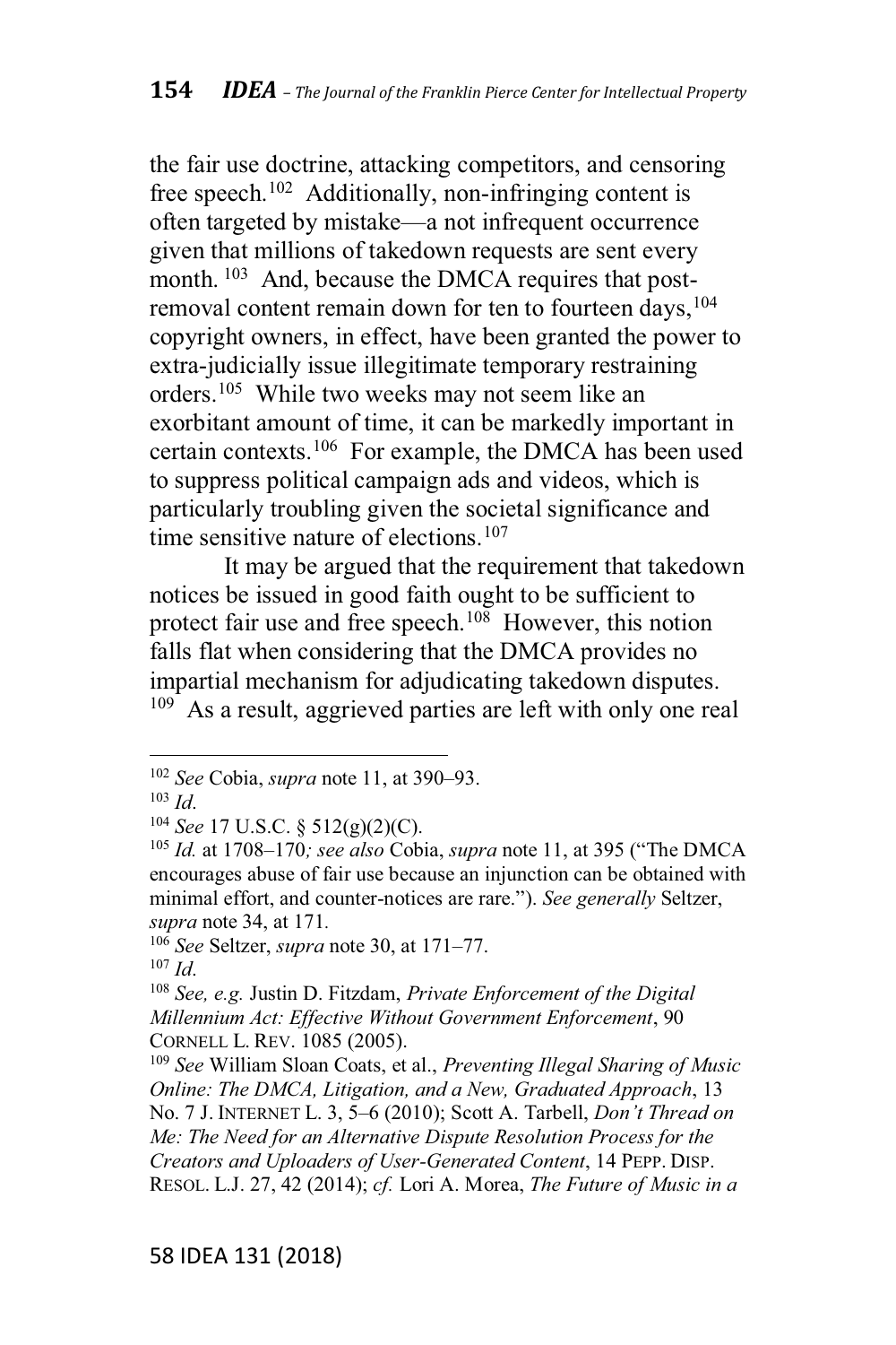the fair use doctrine, attacking competitors, and censoring free speech.[102] Additionally, non-infringing content is often targeted by mistake—a not infrequent occurrence given that millions of takedown requests are sent every month.[103] And, because the DMCA requires that post-removal content remain down for ten to fourteen days,[104] copyright owners, in effect, have been granted the power to extra-judicially issue illegitimate temporary restraining orders.[105] While two weeks may not seem like an exorbitant amount of time, it can be markedly important in certain contexts.[106] For example, the DMCA has been used to suppress political campaign ads and videos, which is particularly troubling given the societal significance and time sensitive nature of elections.[107]

It may be argued that the requirement that takedown notices be issued in good faith ought to be sufficient to protect fair use and free speech.[108] However, this notion falls flat when considering that the DMCA provides no impartial mechanism for adjudicating takedown disputes.[109] As a result, aggrieved parties are left with only one real

---

[102] *See* Cobia, *supra* note 11, at 390–93.

[103] *Id.*

[104] *See* 17 U.S.C. § 512(g)(2)(C).

[105] *Id.* at 1708–170*; see also* Cobia, *supra* note 11, at 395 ("The DMCA encourages abuse of fair use because an injunction can be obtained with minimal effort, and counter-notices are rare."). *See generally* Seltzer, *supra* note 34, at 171.

[106] *See* Seltzer, *supra* note 30, at 171–77.

[107] *Id.*

[108] *See, e.g.* Justin D. Fitzdam, *Private Enforcement of the Digital Millennium Act: Effective Without Government Enforcement*, 90 CORNELL L. REV. 1085 (2005).

[109] *See* William Sloan Coats, et al., *Preventing Illegal Sharing of Music Online: The DMCA, Litigation, and a New, Graduated Approach*, 13 No. 7 J. INTERNET L. 3, 5–6 (2010); Scott A. Tarbell, *Don't Thread on Me: The Need for an Alternative Dispute Resolution Process for the Creators and Uploaders of User-Generated Content*, 14 PEPP. DISP. RESOL. L.J. 27, 42 (2014); *cf.* Lori A. Morea, *The Future of Music in a*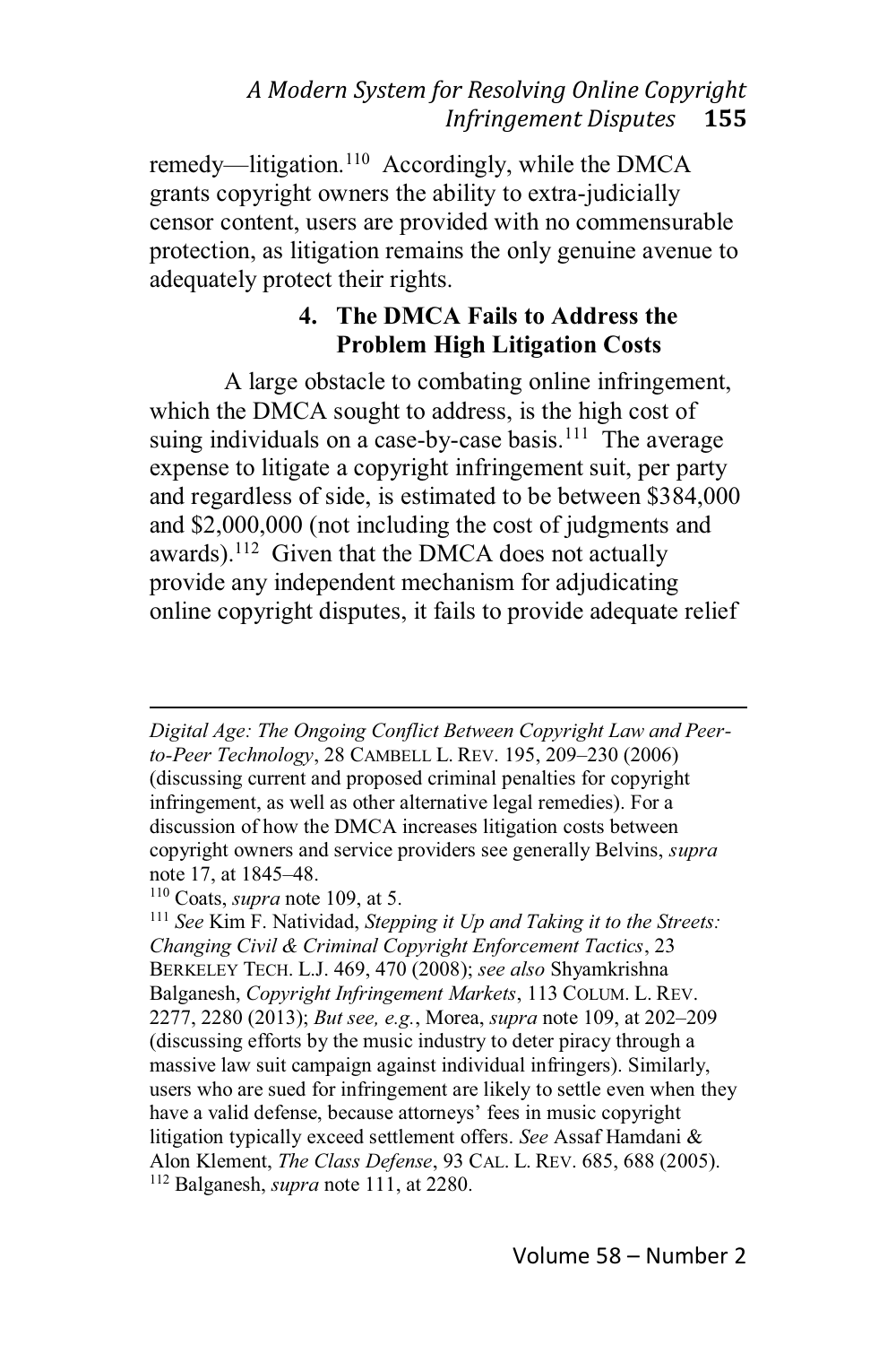remedy—litigation.[110] Accordingly, while the DMCA grants copyright owners the ability to extra-judicially censor content, users are provided with no commensurable protection, as litigation remains the only genuine avenue to adequately protect their rights.

#### 4. The DMCA Fails to Address the Problem High Litigation Costs

A large obstacle to combating online infringement, which the DMCA sought to address, is the high cost of suing individuals on a case-by-case basis.[111] The average expense to litigate a copyright infringement suit, per party and regardless of side, is estimated to be between $384,000 and $2,000,000 (not including the cost of judgments and awards).[112] Given that the DMCA does not actually provide any independent mechanism for adjudicating online copyright disputes, it fails to provide adequate relief

---

*Digital Age: The Ongoing Conflict Between Copyright Law and Peer-to-Peer Technology*, 28 CAMBELL L. REV. 195, 209–230 (2006) (discussing current and proposed criminal penalties for copyright infringement, as well as other alternative legal remedies). For a discussion of how the DMCA increases litigation costs between copyright owners and service providers see generally Belvins, *supra* note 17, at 1845–48.

[110] Coats, *supra* note 109, at 5.

[111] *See* Kim F. Natividad, *Stepping it Up and Taking it to the Streets: Changing Civil & Criminal Copyright Enforcement Tactics*, 23 BERKELEY TECH. L.J. 469, 470 (2008); *see also* Shyamkrishna Balganesh, *Copyright Infringement Markets*, 113 COLUM. L. REV. 2277, 2280 (2013); *But see, e.g.*, Morea, *supra* note 109, at 202–209 (discussing efforts by the music industry to deter piracy through a massive law suit campaign against individual infringers). Similarly, users who are sued for infringement are likely to settle even when they have a valid defense, because attorneys' fees in music copyright litigation typically exceed settlement offers. *See* Assaf Hamdani & Alon Klement, *The Class Defense*, 93 CAL. L. REV. 685, 688 (2005).

[112] Balganesh, *supra* note 111, at 2280.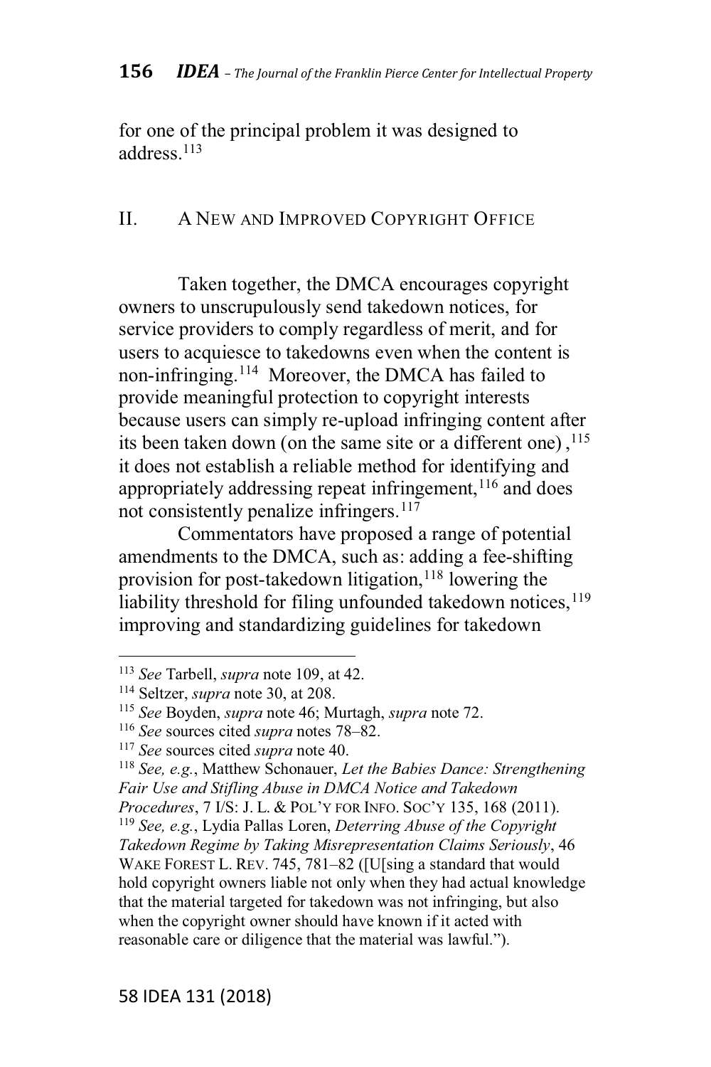for one of the principal problem it was designed to address.[113]

## II. A NEW AND IMPROVED COPYRIGHT OFFICE

Taken together, the DMCA encourages copyright owners to unscrupulously send takedown notices, for service providers to comply regardless of merit, and for users to acquiesce to takedowns even when the content is non-infringing.[114] Moreover, the DMCA has failed to provide meaningful protection to copyright interests because users can simply re-upload infringing content after its been taken down (on the same site or a different one) ,[115] it does not establish a reliable method for identifying and appropriately addressing repeat infringement,[116] and does not consistently penalize infringers.[117]

Commentators have proposed a range of potential amendments to the DMCA, such as: adding a fee-shifting provision for post-takedown litigation,[118] lowering the liability threshold for filing unfounded takedown notices,[119] improving and standardizing guidelines for takedown

---

[113] *See* Tarbell, *supra* note 109, at 42.

[114] Seltzer, *supra* note 30, at 208.

[115] *See* Boyden, *supra* note 46; Murtagh, *supra* note 72.

[116] *See* sources cited *supra* notes 78–82.

[117] *See* sources cited *supra* note 40.

[118] *See, e.g.*, Matthew Schonauer, *Let the Babies Dance: Strengthening Fair Use and Stifling Abuse in DMCA Notice and Takedown Procedures*, 7 I/S: J. L. & POL'Y FOR INFO. SOC'Y 135, 168 (2011).

[119] *See, e.g.*, Lydia Pallas Loren, *Deterring Abuse of the Copyright Takedown Regime by Taking Misrepresentation Claims Seriously*, 46 WAKE FOREST L. REV. 745, 781–82 ([U[sing a standard that would hold copyright owners liable not only when they had actual knowledge that the material targeted for takedown was not infringing, but also when the copyright owner should have known if it acted with reasonable care or diligence that the material was lawful.").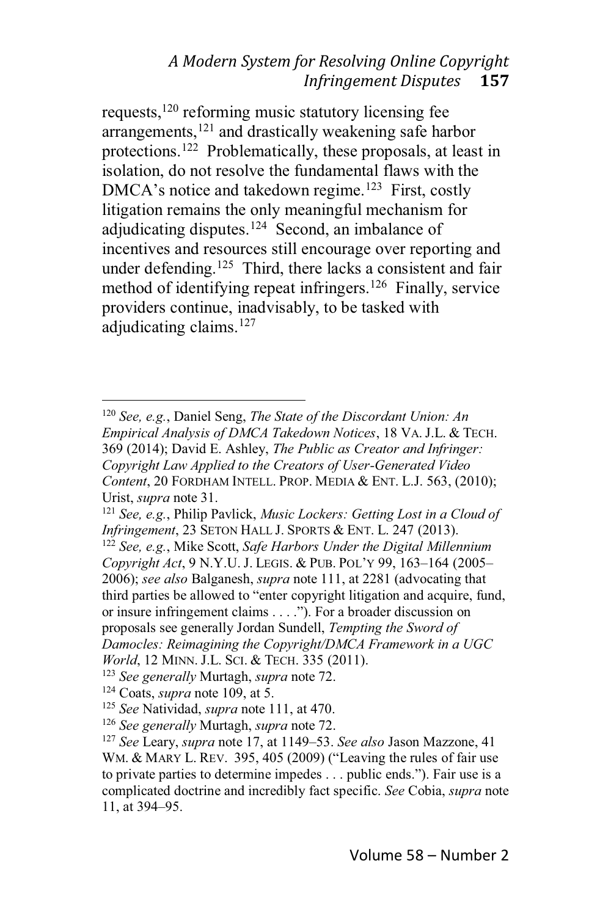requests,[120] reforming music statutory licensing fee arrangements,[121] and drastically weakening safe harbor protections.[122] Problematically, these proposals, at least in isolation, do not resolve the fundamental flaws with the DMCA's notice and takedown regime.[123] First, costly litigation remains the only meaningful mechanism for adjudicating disputes.[124] Second, an imbalance of incentives and resources still encourage over reporting and under defending.[125] Third, there lacks a consistent and fair method of identifying repeat infringers.[126] Finally, service providers continue, inadvisably, to be tasked with adjudicating claims.[127]

---

[120] *See, e.g.*, Daniel Seng, *The State of the Discordant Union: An Empirical Analysis of DMCA Takedown Notices*, 18 VA. J.L. & TECH. 369 (2014); David E. Ashley, *The Public as Creator and Infringer: Copyright Law Applied to the Creators of User-Generated Video Content*, 20 FORDHAM INTELL. PROP. MEDIA & ENT. L.J. 563, (2010); Urist, *supra* note 31.

[121] *See, e.g.*, Philip Pavlick, *Music Lockers: Getting Lost in a Cloud of Infringement*, 23 SETON HALL J. SPORTS & ENT. L. 247 (2013).

[122] *See, e.g.*, Mike Scott, *Safe Harbors Under the Digital Millennium Copyright Act*, 9 N.Y.U. J. LEGIS. & PUB. POL'Y 99, 163–164 (2005–2006); *see also* Balganesh, *supra* note 111, at 2281 (advocating that third parties be allowed to "enter copyright litigation and acquire, fund, or insure infringement claims . . . ."). For a broader discussion on proposals see generally Jordan Sundell, *Tempting the Sword of Damocles: Reimagining the Copyright/DMCA Framework in a UGC World*, 12 MINN. J.L. SCI. & TECH. 335 (2011).

[123] *See generally* Murtagh, *supra* note 72.

[124] Coats, *supra* note 109, at 5.

[125] *See* Natividad, *supra* note 111, at 470.

[126] *See generally* Murtagh, *supra* note 72.

[127] *See* Leary, *supra* note 17, at 1149–53. *See also* Jason Mazzone, 41 WM. & MARY L. REV. 395, 405 (2009) ("Leaving the rules of fair use to private parties to determine impedes . . . public ends."). Fair use is a complicated doctrine and incredibly fact specific. *See* Cobia, *supra* note 11, at 394–95.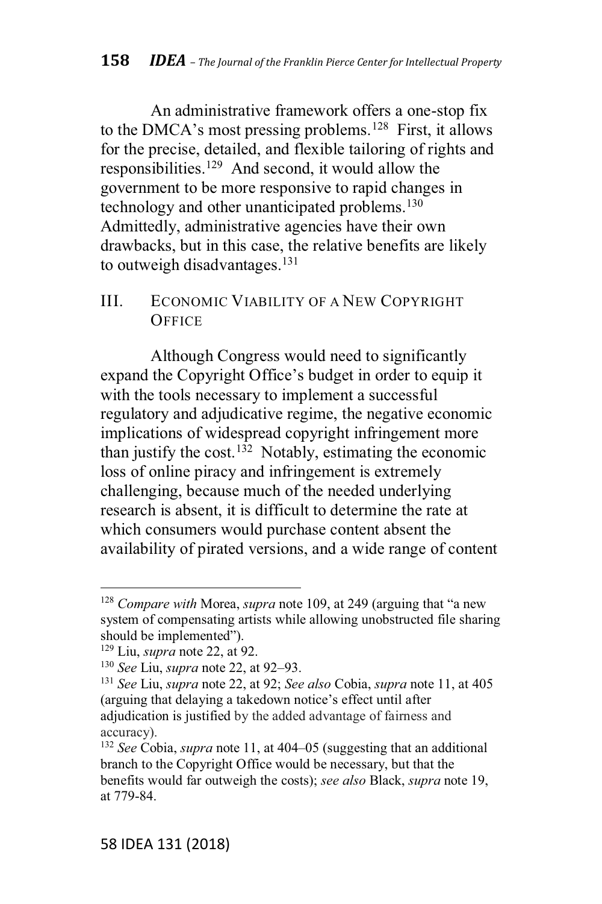An administrative framework offers a one-stop fix to the DMCA's most pressing problems.[128] First, it allows for the precise, detailed, and flexible tailoring of rights and responsibilities.[129] And second, it would allow the government to be more responsive to rapid changes in technology and other unanticipated problems.[130] Admittedly, administrative agencies have their own drawbacks, but in this case, the relative benefits are likely to outweigh disadvantages.[131]

## III. Economic Viability of a New Copyright Office

Although Congress would need to significantly expand the Copyright Office's budget in order to equip it with the tools necessary to implement a successful regulatory and adjudicative regime, the negative economic implications of widespread copyright infringement more than justify the cost.[132] Notably, estimating the economic loss of online piracy and infringement is extremely challenging, because much of the needed underlying research is absent, it is difficult to determine the rate at which consumers would purchase content absent the availability of pirated versions, and a wide range of content

---

[128] *Compare with* Morea, *supra* note 109, at 249 (arguing that "a new system of compensating artists while allowing unobstructed file sharing should be implemented").

[129] Liu, *supra* note 22, at 92.

[130] *See* Liu, *supra* note 22, at 92–93.

[131] *See* Liu, *supra* note 22, at 92; *See also* Cobia, *supra* note 11, at 405 (arguing that delaying a takedown notice's effect until after adjudication is justified by the added advantage of fairness and accuracy).

[132] *See* Cobia, *supra* note 11, at 404–05 (suggesting that an additional branch to the Copyright Office would be necessary, but that the benefits would far outweigh the costs); *see also* Black, *supra* note 19, at 779-84.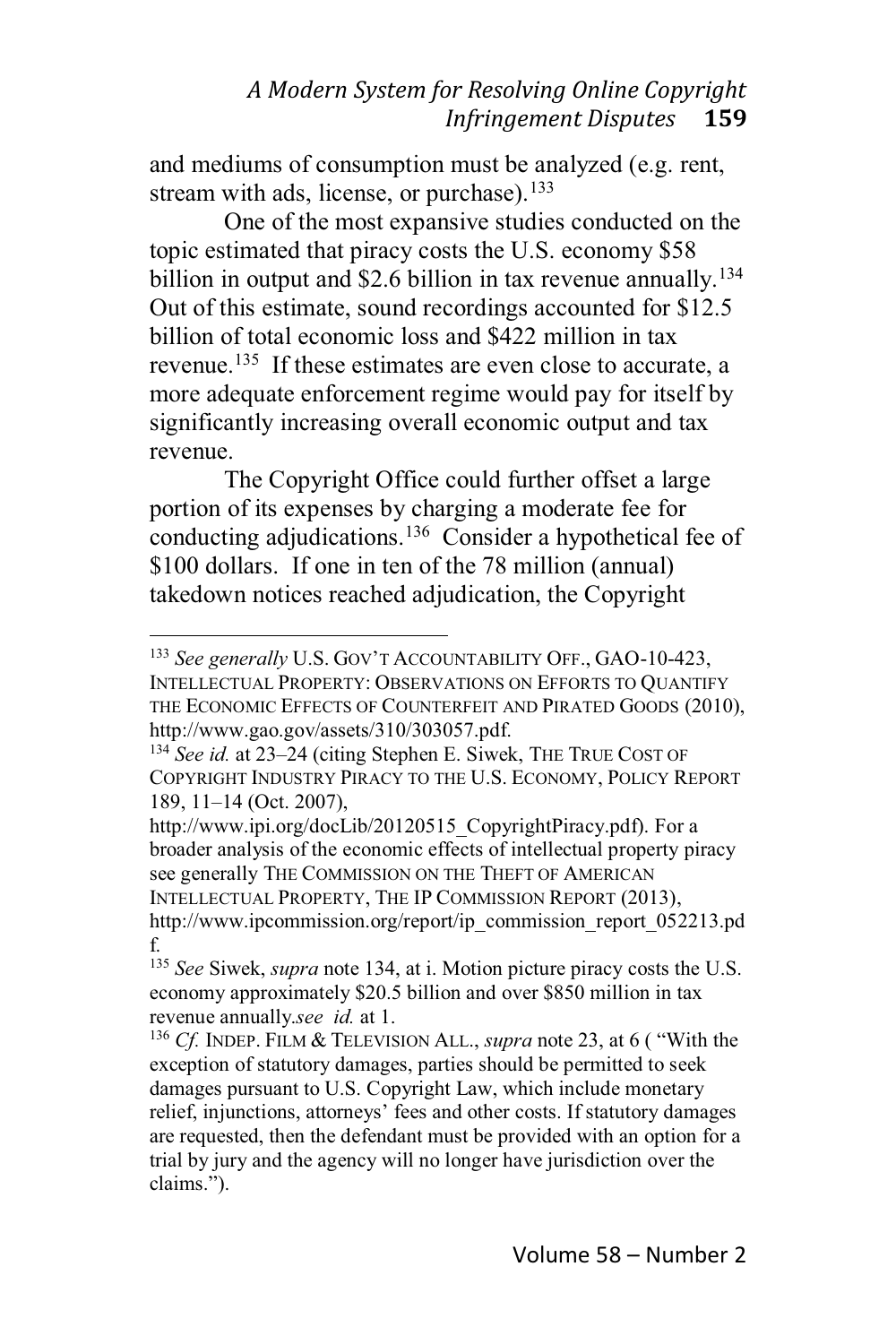and mediums of consumption must be analyzed (e.g. rent, stream with ads, license, or purchase).[133]

One of the most expansive studies conducted on the topic estimated that piracy costs the U.S. economy $58 billion in output and $2.6 billion in tax revenue annually.[134] Out of this estimate, sound recordings accounted for $12.5 billion of total economic loss and $422 million in tax revenue.[135] If these estimates are even close to accurate, a more adequate enforcement regime would pay for itself by significantly increasing overall economic output and tax revenue.

The Copyright Office could further offset a large portion of its expenses by charging a moderate fee for conducting adjudications.[136] Consider a hypothetical fee of $100 dollars. If one in ten of the 78 million (annual) takedown notices reached adjudication, the Copyright

---

[133] *See generally* U.S. GOV'T ACCOUNTABILITY OFF., GAO-10-423, INTELLECTUAL PROPERTY: OBSERVATIONS ON EFFORTS TO QUANTIFY THE ECONOMIC EFFECTS OF COUNTERFEIT AND PIRATED GOODS (2010), http://www.gao.gov/assets/310/303057.pdf.

[134] *See id.* at 23–24 (citing Stephen E. Siwek, THE TRUE COST OF COPYRIGHT INDUSTRY PIRACY TO THE U.S. ECONOMY, POLICY REPORT 189, 11–14 (Oct. 2007), http://www.ipi.org/docLib/20120515_CopyrightPiracy.pdf). For a broader analysis of the economic effects of intellectual property piracy see generally THE COMMISSION ON THE THEFT OF AMERICAN INTELLECTUAL PROPERTY, THE IP COMMISSION REPORT (2013), http://www.ipcommission.org/report/ip_commission_report_052213.pdf.

[135] *See* Siwek, *supra* note 134, at i. Motion picture piracy costs the U.S. economy approximately $20.5 billion and over $850 million in tax revenue annually.*see id.* at 1.

[136] *Cf.* INDEP. FILM & TELEVISION ALL., *supra* note 23, at 6 ( "With the exception of statutory damages, parties should be permitted to seek damages pursuant to U.S. Copyright Law, which include monetary relief, injunctions, attorneys' fees and other costs. If statutory damages are requested, then the defendant must be provided with an option for a trial by jury and the agency will no longer have jurisdiction over the claims.").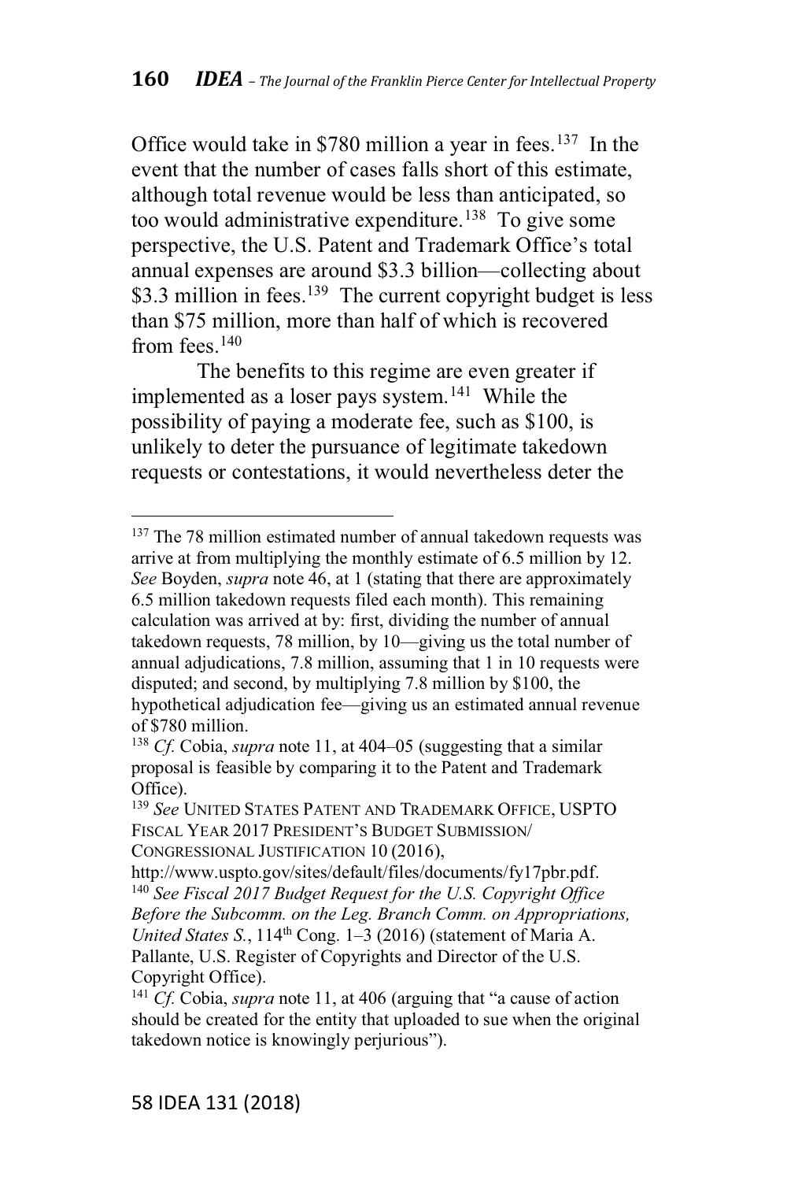Office would take in $780 million a year in fees.[137] In the event that the number of cases falls short of this estimate, although total revenue would be less than anticipated, so too would administrative expenditure.[138] To give some perspective, the U.S. Patent and Trademark Office's total annual expenses are around $3.3 billion—collecting about $3.3 million in fees.[139] The current copyright budget is less than $75 million, more than half of which is recovered from fees.[140]

The benefits to this regime are even greater if implemented as a loser pays system.[141] While the possibility of paying a moderate fee, such as $100, is unlikely to deter the pursuance of legitimate takedown requests or contestations, it would nevertheless deter the

---

[137] The 78 million estimated number of annual takedown requests was arrive at from multiplying the monthly estimate of 6.5 million by 12. *See* Boyden, *supra* note 46, at 1 (stating that there are approximately 6.5 million takedown requests filed each month). This remaining calculation was arrived at by: first, dividing the number of annual takedown requests, 78 million, by 10—giving us the total number of annual adjudications, 7.8 million, assuming that 1 in 10 requests were disputed; and second, by multiplying 7.8 million by $100, the hypothetical adjudication fee—giving us an estimated annual revenue of $780 million.

[138] *Cf.* Cobia, *supra* note 11, at 404–05 (suggesting that a similar proposal is feasible by comparing it to the Patent and Trademark Office).

[139] *See* UNITED STATES PATENT AND TRADEMARK OFFICE, USPTO FISCAL YEAR 2017 PRESIDENT'S BUDGET SUBMISSION/ CONGRESSIONAL JUSTIFICATION 10 (2016), http://www.uspto.gov/sites/default/files/documents/fy17pbr.pdf.

[140] *See Fiscal 2017 Budget Request for the U.S. Copyright Office Before the Subcomm. on the Leg. Branch Comm. on Appropriations, United States S.*, 114th Cong. 1–3 (2016) (statement of Maria A. Pallante, U.S. Register of Copyrights and Director of the U.S. Copyright Office).

[141] *Cf.* Cobia, *supra* note 11, at 406 (arguing that "a cause of action should be created for the entity that uploaded to sue when the original takedown notice is knowingly perjurious").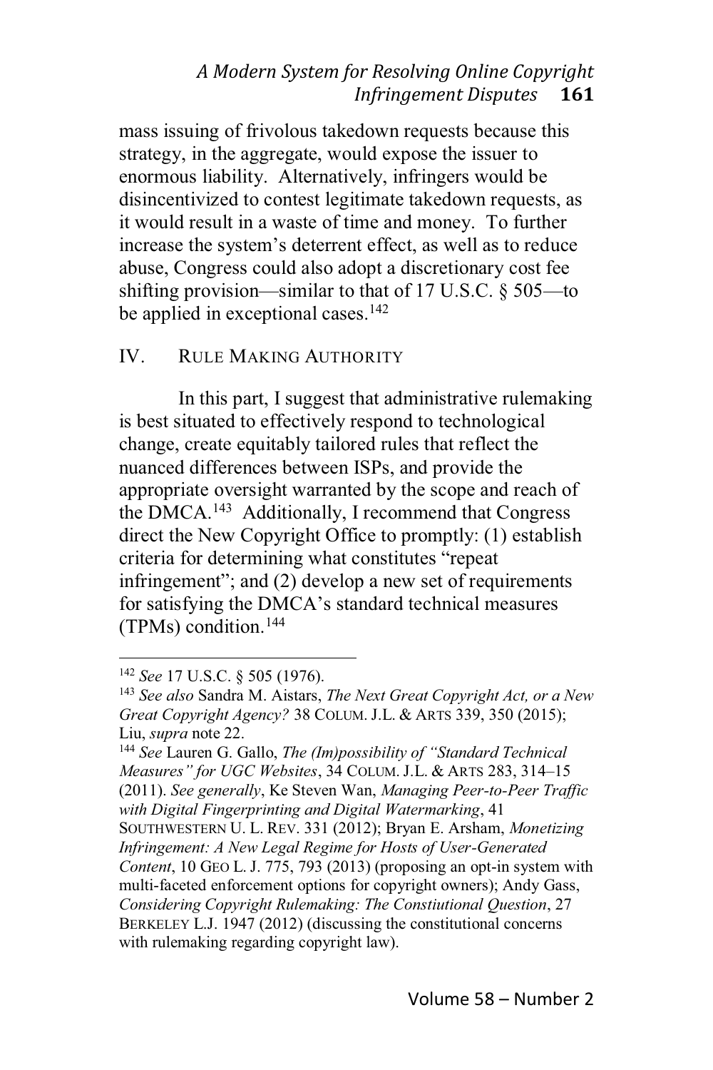mass issuing of frivolous takedown requests because this strategy, in the aggregate, would expose the issuer to enormous liability. Alternatively, infringers would be disincentivized to contest legitimate takedown requests, as it would result in a waste of time and money. To further increase the system's deterrent effect, as well as to reduce abuse, Congress could also adopt a discretionary cost fee shifting provision—similar to that of 17 U.S.C. § 505—to be applied in exceptional cases.[142]

## IV. Rule Making Authority

In this part, I suggest that administrative rulemaking is best situated to effectively respond to technological change, create equitably tailored rules that reflect the nuanced differences between ISPs, and provide the appropriate oversight warranted by the scope and reach of the DMCA.[143] Additionally, I recommend that Congress direct the New Copyright Office to promptly: (1) establish criteria for determining what constitutes "repeat infringement"; and (2) develop a new set of requirements for satisfying the DMCA's standard technical measures (TPMs) condition.[144]

---

[142] *See* 17 U.S.C. § 505 (1976).

[143] *See also* Sandra M. Aistars, *The Next Great Copyright Act, or a New Great Copyright Agency?* 38 COLUM. J.L. & ARTS 339, 350 (2015); Liu, *supra* note 22.

[144] *See* Lauren G. Gallo, *The (Im)possibility of "Standard Technical Measures" for UGC Websites*, 34 COLUM. J.L. & ARTS 283, 314–15 (2011). *See generally*, Ke Steven Wan, *Managing Peer-to-Peer Traffic with Digital Fingerprinting and Digital Watermarking*, 41 SOUTHWESTERN U. L. REV. 331 (2012); Bryan E. Arsham, *Monetizing Infringement: A New Legal Regime for Hosts of User-Generated Content*, 10 GEO L. J. 775, 793 (2013) (proposing an opt-in system with multi-faceted enforcement options for copyright owners); Andy Gass, *Considering Copyright Rulemaking: The Constiutional Question*, 27 BERKELEY L.J. 1947 (2012) (discussing the constitutional concerns with rulemaking regarding copyright law).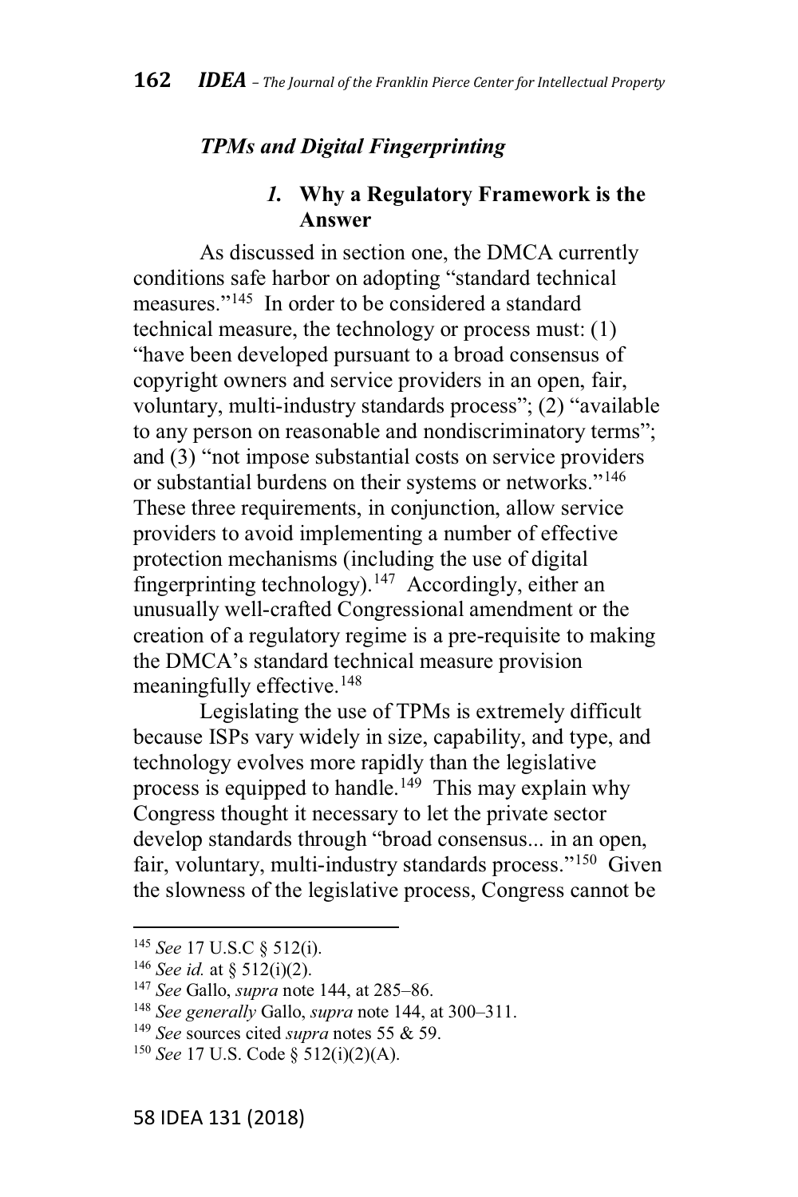### *TPMs and Digital Fingerprinting*

#### *1.* **Why a Regulatory Framework is the Answer**

As discussed in section one, the DMCA currently conditions safe harbor on adopting "standard technical measures."[145] In order to be considered a standard technical measure, the technology or process must: (1) "have been developed pursuant to a broad consensus of copyright owners and service providers in an open, fair, voluntary, multi-industry standards process"; (2) "available to any person on reasonable and nondiscriminatory terms"; and (3) "not impose substantial costs on service providers or substantial burdens on their systems or networks."[146] These three requirements, in conjunction, allow service providers to avoid implementing a number of effective protection mechanisms (including the use of digital fingerprinting technology).[147] Accordingly, either an unusually well-crafted Congressional amendment or the creation of a regulatory regime is a pre-requisite to making the DMCA's standard technical measure provision meaningfully effective.[148]

Legislating the use of TPMs is extremely difficult because ISPs vary widely in size, capability, and type, and technology evolves more rapidly than the legislative process is equipped to handle.[149] This may explain why Congress thought it necessary to let the private sector develop standards through "broad consensus... in an open, fair, voluntary, multi-industry standards process."[150] Given the slowness of the legislative process, Congress cannot be

---

[145] *See* 17 U.S.C § 512(i).

[146] *See id.* at § 512(i)(2).

[147] *See* Gallo, *supra* note 144, at 285–86.

[148] *See generally* Gallo, *supra* note 144, at 300–311.

[149] *See* sources cited *supra* notes 55 & 59.

[150] *See* 17 U.S. Code § 512(i)(2)(A).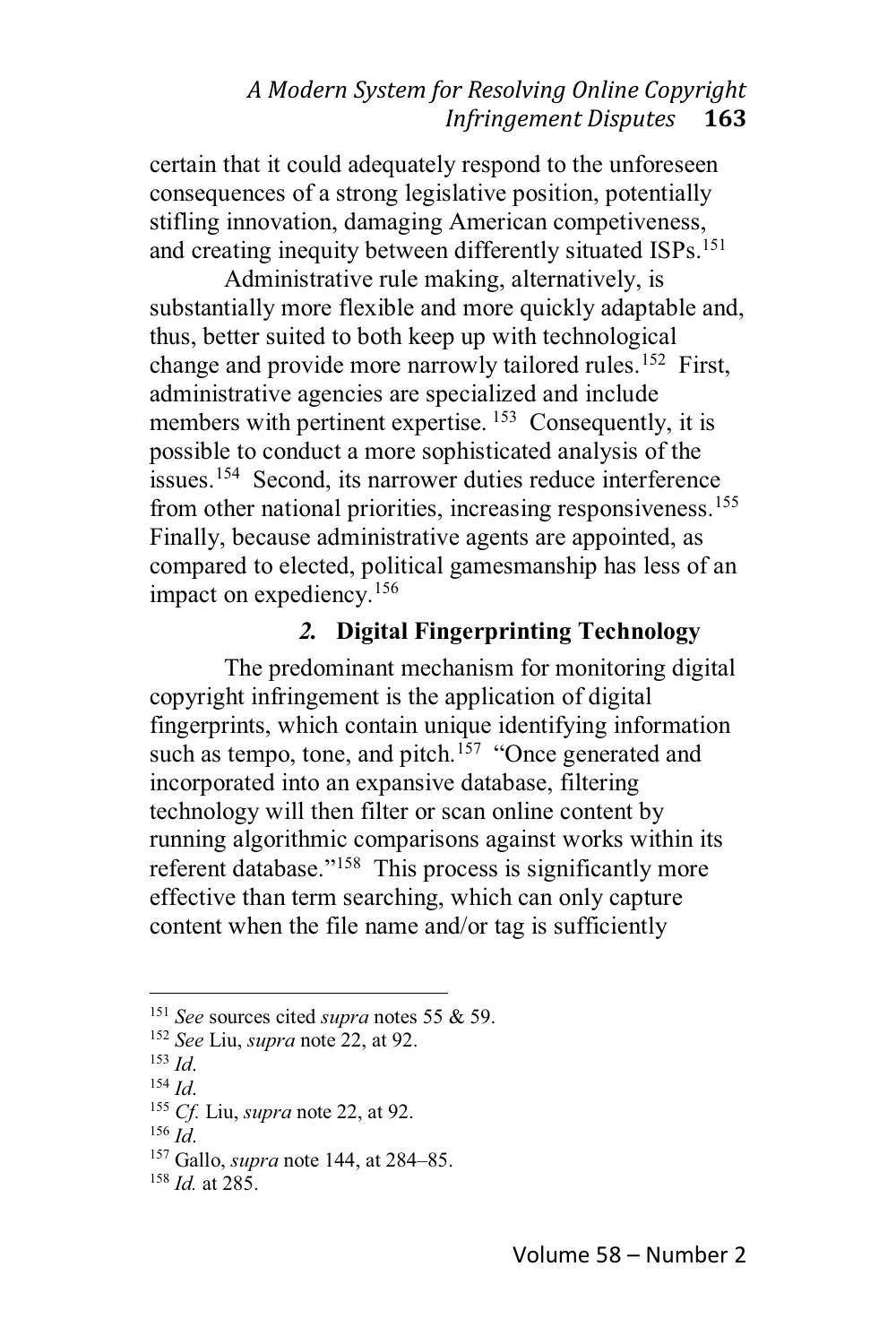certain that it could adequately respond to the unforeseen consequences of a strong legislative position, potentially stifling innovation, damaging American competiveness, and creating inequity between differently situated ISPs.[151]

Administrative rule making, alternatively, is substantially more flexible and more quickly adaptable and, thus, better suited to both keep up with technological change and provide more narrowly tailored rules.[152] First, administrative agencies are specialized and include members with pertinent expertise.[153] Consequently, it is possible to conduct a more sophisticated analysis of the issues.[154] Second, its narrower duties reduce interference from other national priorities, increasing responsiveness.[155] Finally, because administrative agents are appointed, as compared to elected, political gamesmanship has less of an impact on expediency.[156]

### *2.* Digital Fingerprinting Technology

The predominant mechanism for monitoring digital copyright infringement is the application of digital fingerprints, which contain unique identifying information such as tempo, tone, and pitch.[157] "Once generated and incorporated into an expansive database, filtering technology will then filter or scan online content by running algorithmic comparisons against works within its referent database."[158] This process is significantly more effective than term searching, which can only capture content when the file name and/or tag is sufficiently

---

[151] *See* sources cited *supra* notes 55 & 59.

[152] *See* Liu, *supra* note 22, at 92.

[153] *Id.*

[154] *Id.*

[155] *Cf.* Liu, *supra* note 22, at 92.

[156] *Id.*

[157] Gallo, *supra* note 144, at 284–85.

[158] *Id.* at 285.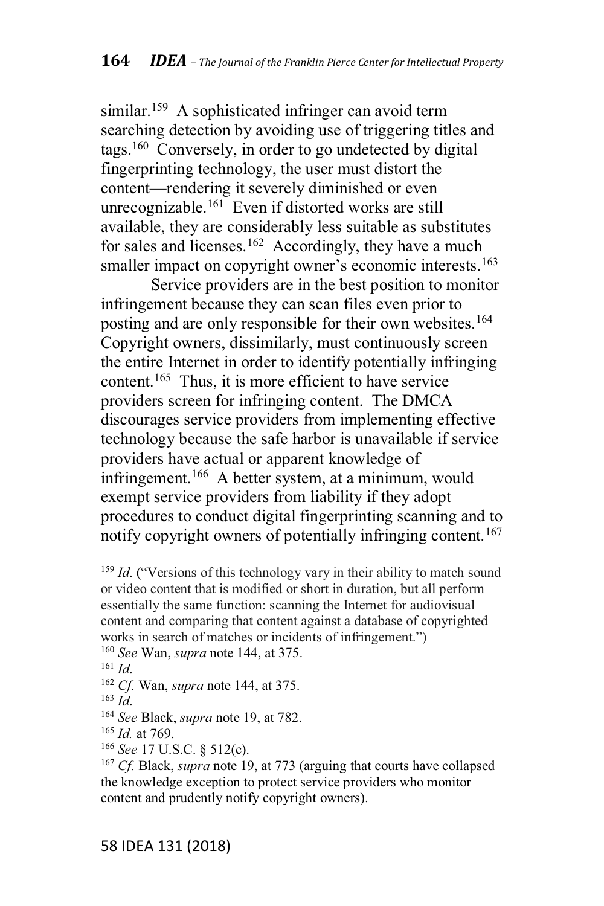similar.[159] A sophisticated infringer can avoid term searching detection by avoiding use of triggering titles and tags.[160] Conversely, in order to go undetected by digital fingerprinting technology, the user must distort the content—rendering it severely diminished or even unrecognizable.[161] Even if distorted works are still available, they are considerably less suitable as substitutes for sales and licenses.[162] Accordingly, they have a much smaller impact on copyright owner's economic interests.[163]

Service providers are in the best position to monitor infringement because they can scan files even prior to posting and are only responsible for their own websites.[164] Copyright owners, dissimilarly, must continuously screen the entire Internet in order to identify potentially infringing content.[165] Thus, it is more efficient to have service providers screen for infringing content. The DMCA discourages service providers from implementing effective technology because the safe harbor is unavailable if service providers have actual or apparent knowledge of infringement.[166] A better system, at a minimum, would exempt service providers from liability if they adopt procedures to conduct digital fingerprinting scanning and to notify copyright owners of potentially infringing content.[167]

---

[159] *Id.* ("Versions of this technology vary in their ability to match sound or video content that is modified or short in duration, but all perform essentially the same function: scanning the Internet for audiovisual content and comparing that content against a database of copyrighted works in search of matches or incidents of infringement.")

[160] *See* Wan, *supra* note 144, at 375.

[161] *Id.*

[162] *Cf.* Wan, *supra* note 144, at 375.

[163] *Id.*

[164] *See* Black, *supra* note 19, at 782.

[165] *Id.* at 769.

[166] *See* 17 U.S.C. § 512(c).

[167] *Cf.* Black, *supra* note 19, at 773 (arguing that courts have collapsed the knowledge exception to protect service providers who monitor content and prudently notify copyright owners).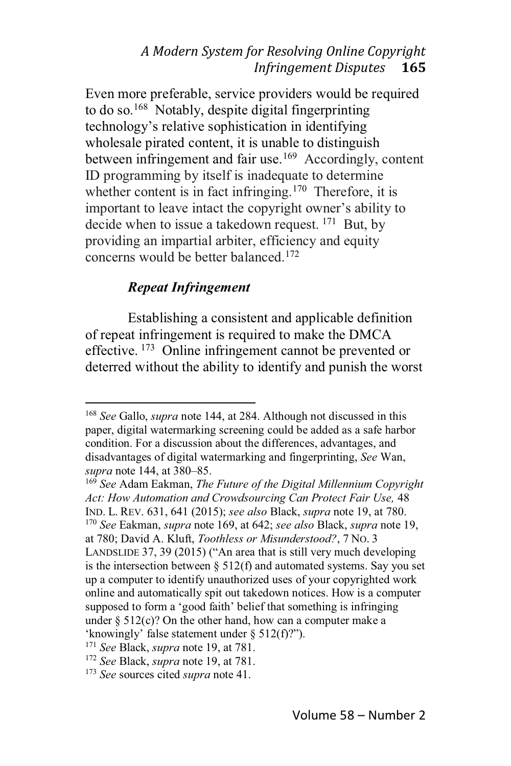Even more preferable, service providers would be required to do so.[168] Notably, despite digital fingerprinting technology's relative sophistication in identifying wholesale pirated content, it is unable to distinguish between infringement and fair use.[169] Accordingly, content ID programming by itself is inadequate to determine whether content is in fact infringing.[170] Therefore, it is important to leave intact the copyright owner's ability to decide when to issue a takedown request.[171] But, by providing an impartial arbiter, efficiency and equity concerns would be better balanced.[172]

### *Repeat Infringement*

Establishing a consistent and applicable definition of repeat infringement is required to make the DMCA effective.[173] Online infringement cannot be prevented or deterred without the ability to identify and punish the worst

---

[168] *See* Gallo, *supra* note 144, at 284. Although not discussed in this paper, digital watermarking screening could be added as a safe harbor condition. For a discussion about the differences, advantages, and disadvantages of digital watermarking and fingerprinting, *See* Wan, *supra* note 144, at 380–85.

[169] *See* Adam Eakman, *The Future of the Digital Millennium Copyright Act: How Automation and Crowdsourcing Can Protect Fair Use,* 48 IND. L. REV. 631, 641 (2015); *see also* Black, *supra* note 19, at 780.

[170] *See* Eakman, *supra* note 169, at 642; *see also* Black, *supra* note 19, at 780; David A. Kluft, *Toothless or Misunderstood?*, 7 NO. 3 LANDSLIDE 37, 39 (2015) ("An area that is still very much developing is the intersection between § 512(f) and automated systems. Say you set up a computer to identify unauthorized uses of your copyrighted work online and automatically spit out takedown notices. How is a computer supposed to form a 'good faith' belief that something is infringing under § 512(c)? On the other hand, how can a computer make a 'knowingly' false statement under § 512(f)?").

[171] *See* Black, *supra* note 19, at 781.

[172] *See* Black, *supra* note 19, at 781.

[173] *See* sources cited *supra* note 41.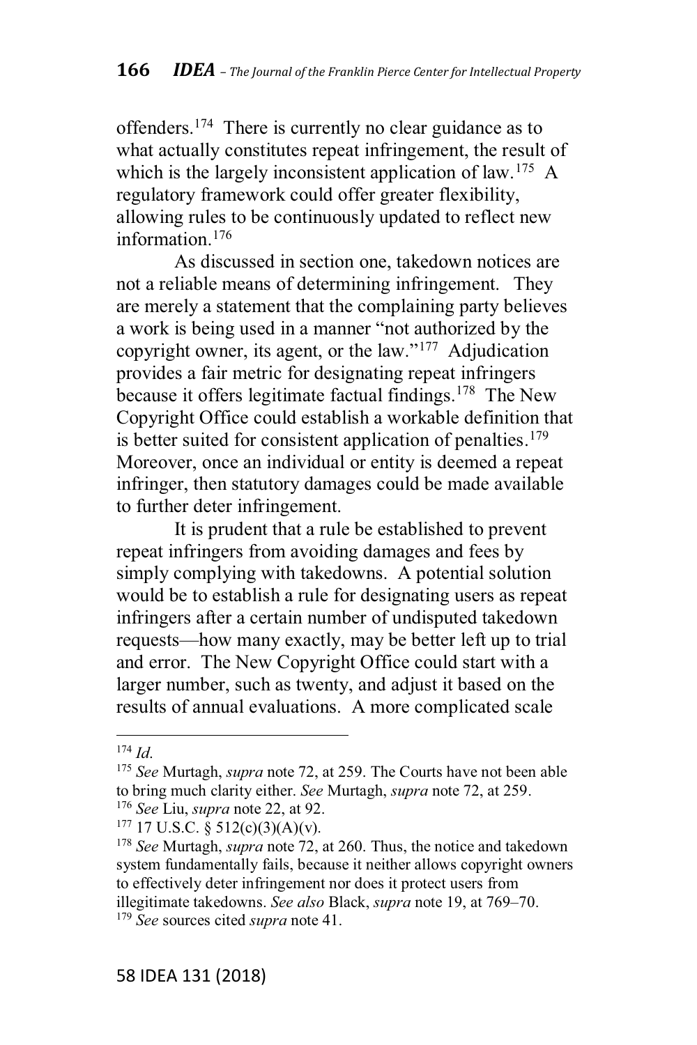offenders.[174] There is currently no clear guidance as to what actually constitutes repeat infringement, the result of which is the largely inconsistent application of law.[175] A regulatory framework could offer greater flexibility, allowing rules to be continuously updated to reflect new information.[176]

As discussed in section one, takedown notices are not a reliable means of determining infringement. They are merely a statement that the complaining party believes a work is being used in a manner "not authorized by the copyright owner, its agent, or the law."[177] Adjudication provides a fair metric for designating repeat infringers because it offers legitimate factual findings.[178] The New Copyright Office could establish a workable definition that is better suited for consistent application of penalties.[179] Moreover, once an individual or entity is deemed a repeat infringer, then statutory damages could be made available to further deter infringement.

It is prudent that a rule be established to prevent repeat infringers from avoiding damages and fees by simply complying with takedowns. A potential solution would be to establish a rule for designating users as repeat infringers after a certain number of undisputed takedown requests—how many exactly, may be better left up to trial and error. The New Copyright Office could start with a larger number, such as twenty, and adjust it based on the results of annual evaluations. A more complicated scale

---

[174] *Id.*

[175] *See* Murtagh, *supra* note 72, at 259. The Courts have not been able to bring much clarity either. *See* Murtagh, *supra* note 72, at 259.

[176] *See* Liu, *supra* note 22, at 92.

[177] 17 U.S.C. § 512(c)(3)(A)(v).

[178] *See* Murtagh, *supra* note 72, at 260. Thus, the notice and takedown system fundamentally fails, because it neither allows copyright owners to effectively deter infringement nor does it protect users from illegitimate takedowns. *See also* Black, *supra* note 19, at 769–70.

[179] *See* sources cited *supra* note 41.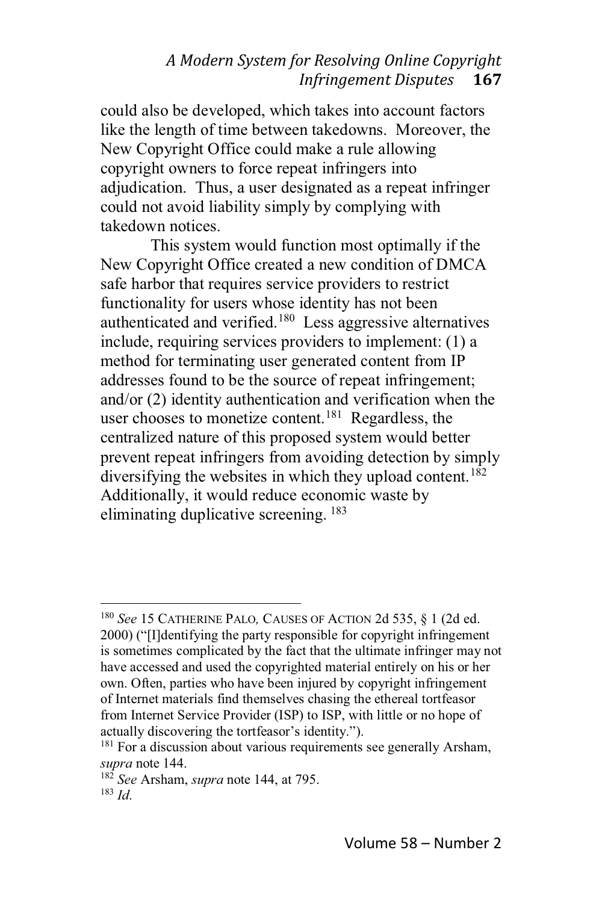could also be developed, which takes into account factors like the length of time between takedowns. Moreover, the New Copyright Office could make a rule allowing copyright owners to force repeat infringers into adjudication. Thus, a user designated as a repeat infringer could not avoid liability simply by complying with takedown notices.

This system would function most optimally if the New Copyright Office created a new condition of DMCA safe harbor that requires service providers to restrict functionality for users whose identity has not been authenticated and verified.[180] Less aggressive alternatives include, requiring services providers to implement: (1) a method for terminating user generated content from IP addresses found to be the source of repeat infringement; and/or (2) identity authentication and verification when the user chooses to monetize content.[181] Regardless, the centralized nature of this proposed system would better prevent repeat infringers from avoiding detection by simply diversifying the websites in which they upload content.[182] Additionally, it would reduce economic waste by eliminating duplicative screening. [183]

---

[180] *See* 15 CATHERINE PALO, CAUSES OF ACTION 2d 535, § 1 (2d ed. 2000) ("[I]dentifying the party responsible for copyright infringement is sometimes complicated by the fact that the ultimate infringer may not have accessed and used the copyrighted material entirely on his or her own. Often, parties who have been injured by copyright infringement of Internet materials find themselves chasing the ethereal tortfeasor from Internet Service Provider (ISP) to ISP, with little or no hope of actually discovering the tortfeasor's identity.").

[181] For a discussion about various requirements see generally Arsham, *supra* note 144.

[182] *See* Arsham, *supra* note 144, at 795.

[183] *Id.*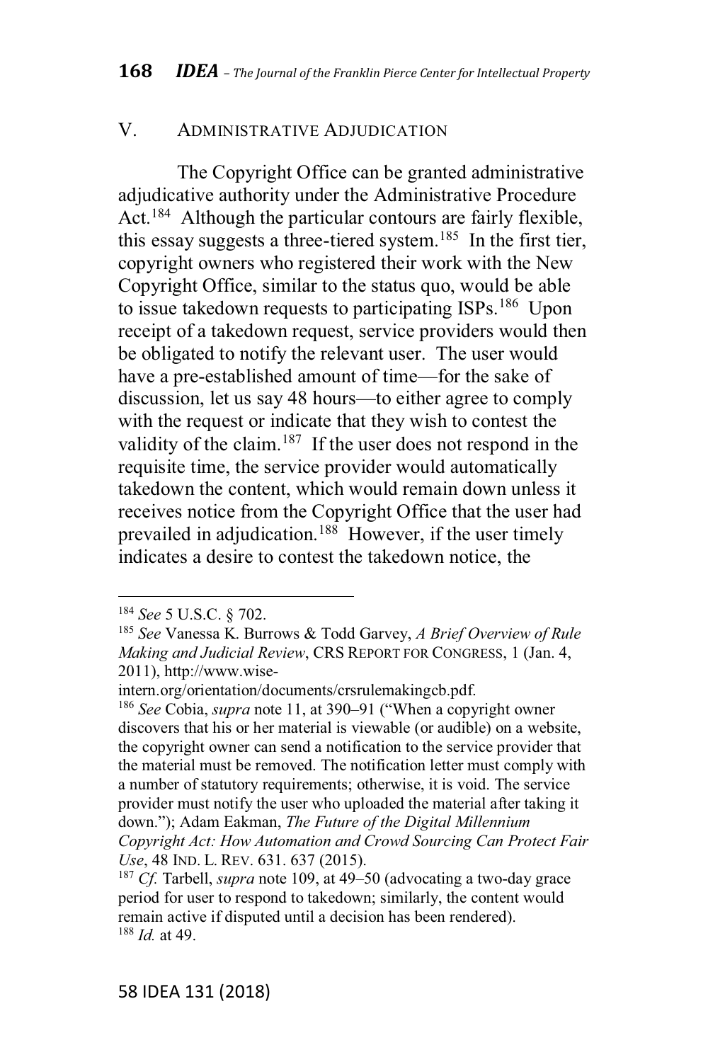## V. ADMINISTRATIVE ADJUDICATION

The Copyright Office can be granted administrative adjudicative authority under the Administrative Procedure Act.[184] Although the particular contours are fairly flexible, this essay suggests a three-tiered system.[185] In the first tier, copyright owners who registered their work with the New Copyright Office, similar to the status quo, would be able to issue takedown requests to participating ISPs.[186] Upon receipt of a takedown request, service providers would then be obligated to notify the relevant user. The user would have a pre-established amount of time—for the sake of discussion, let us say 48 hours—to either agree to comply with the request or indicate that they wish to contest the validity of the claim.[187] If the user does not respond in the requisite time, the service provider would automatically takedown the content, which would remain down unless it receives notice from the Copyright Office that the user had prevailed in adjudication.[188] However, if the user timely indicates a desire to contest the takedown notice, the

---

[184] *See* 5 U.S.C. § 702.

[185] *See* Vanessa K. Burrows & Todd Garvey, *A Brief Overview of Rule Making and Judicial Review*, CRS REPORT FOR CONGRESS, 1 (Jan. 4, 2011), http://www.wise-intern.org/orientation/documents/crsrulemakingcb.pdf.

[186] *See* Cobia, *supra* note 11, at 390–91 ("When a copyright owner discovers that his or her material is viewable (or audible) on a website, the copyright owner can send a notification to the service provider that the material must be removed. The notification letter must comply with a number of statutory requirements; otherwise, it is void. The service provider must notify the user who uploaded the material after taking it down."); Adam Eakman, *The Future of the Digital Millennium Copyright Act: How Automation and Crowd Sourcing Can Protect Fair Use*, 48 IND. L. REV. 631. 637 (2015).

[187] *Cf.* Tarbell, *supra* note 109, at 49–50 (advocating a two-day grace period for user to respond to takedown; similarly, the content would remain active if disputed until a decision has been rendered).

[188] *Id.* at 49.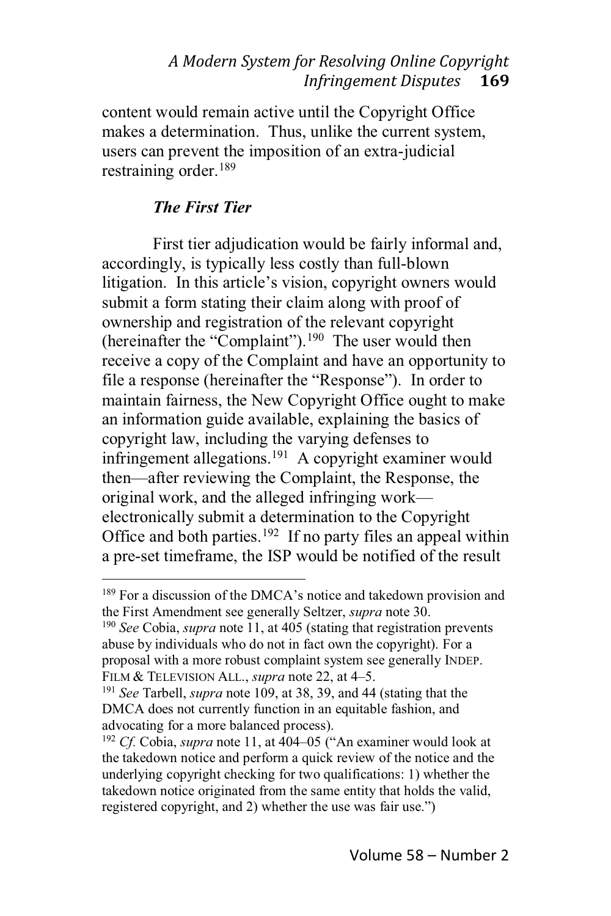content would remain active until the Copyright Office makes a determination. Thus, unlike the current system, users can prevent the imposition of an extra-judicial restraining order.[189]

### *The First Tier*

First tier adjudication would be fairly informal and, accordingly, is typically less costly than full-blown litigation. In this article's vision, copyright owners would submit a form stating their claim along with proof of ownership and registration of the relevant copyright (hereinafter the "Complaint").[190] The user would then receive a copy of the Complaint and have an opportunity to file a response (hereinafter the "Response"). In order to maintain fairness, the New Copyright Office ought to make an information guide available, explaining the basics of copyright law, including the varying defenses to infringement allegations.[191] A copyright examiner would then—after reviewing the Complaint, the Response, the original work, and the alleged infringing work—electronically submit a determination to the Copyright Office and both parties.[192] If no party files an appeal within a pre-set timeframe, the ISP would be notified of the result

---

[189] For a discussion of the DMCA's notice and takedown provision and the First Amendment see generally Seltzer, *supra* note 30.

[190] *See* Cobia, *supra* note 11, at 405 (stating that registration prevents abuse by individuals who do not in fact own the copyright). For a proposal with a more robust complaint system see generally INDEP. FILM & TELEVISION ALL., *supra* note 22, at 4–5.

[191] *See* Tarbell, *supra* note 109, at 38, 39, and 44 (stating that the DMCA does not currently function in an equitable fashion, and advocating for a more balanced process).

[192] *Cf.* Cobia, *supra* note 11, at 404–05 ("An examiner would look at the takedown notice and perform a quick review of the notice and the underlying copyright checking for two qualifications: 1) whether the takedown notice originated from the same entity that holds the valid, registered copyright, and 2) whether the use was fair use.")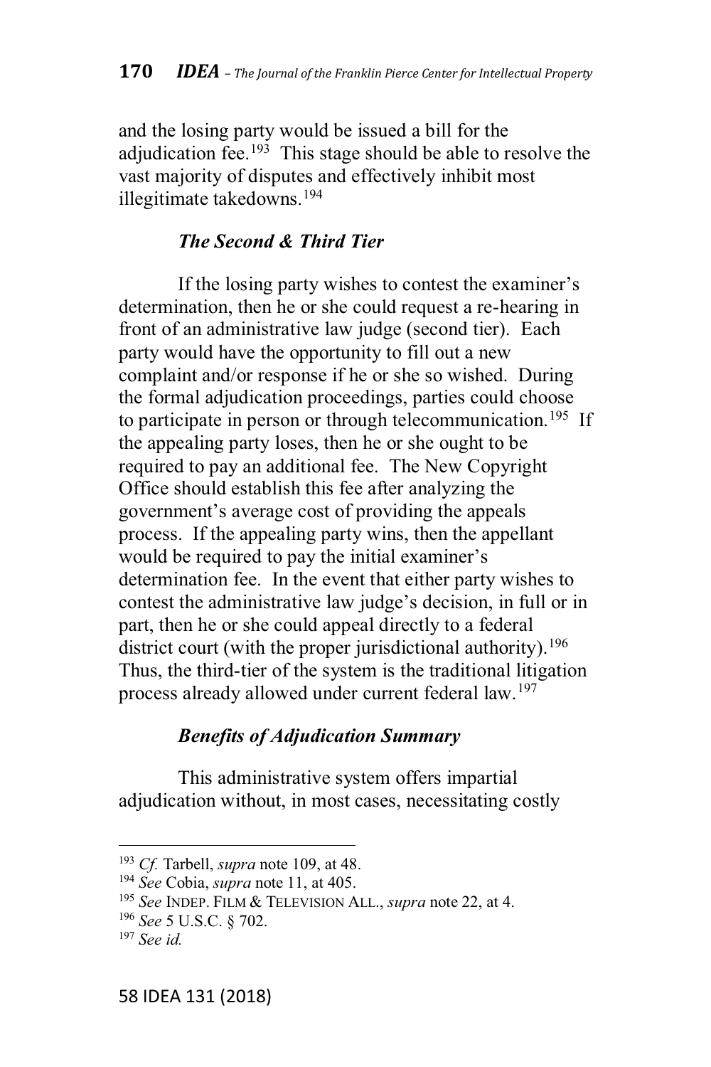and the losing party would be issued a bill for the adjudication fee.[193] This stage should be able to resolve the vast majority of disputes and effectively inhibit most illegitimate takedowns.[194]

### *The Second & Third Tier*

If the losing party wishes to contest the examiner's determination, then he or she could request a re-hearing in front of an administrative law judge (second tier). Each party would have the opportunity to fill out a new complaint and/or response if he or she so wished. During the formal adjudication proceedings, parties could choose to participate in person or through telecommunication.[195] If the appealing party loses, then he or she ought to be required to pay an additional fee. The New Copyright Office should establish this fee after analyzing the government's average cost of providing the appeals process. If the appealing party wins, then the appellant would be required to pay the initial examiner's determination fee. In the event that either party wishes to contest the administrative law judge's decision, in full or in part, then he or she could appeal directly to a federal district court (with the proper jurisdictional authority).[196] Thus, the third-tier of the system is the traditional litigation process already allowed under current federal law.[197]

### *Benefits of Adjudication Summary*

This administrative system offers impartial adjudication without, in most cases, necessitating costly

---

[193] *Cf.* Tarbell, *supra* note 109, at 48.

[194] *See* Cobia, *supra* note 11, at 405.

[195] *See* INDEP. FILM & TELEVISION ALL., *supra* note 22, at 4.

[196] *See* 5 U.S.C. § 702.

[197] *See id.*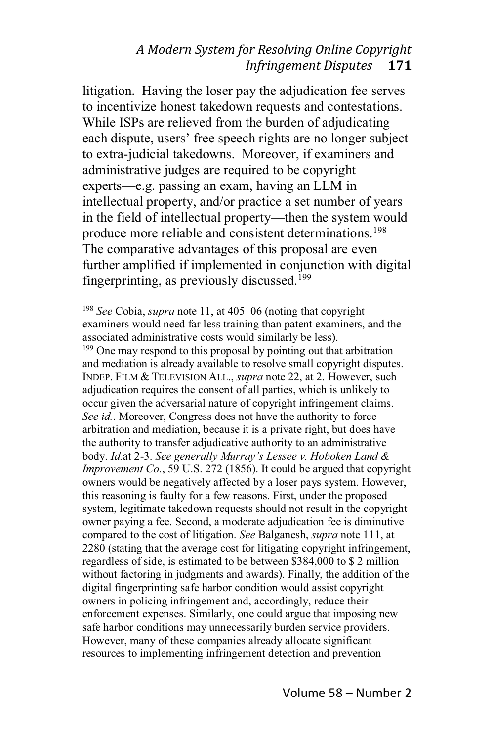litigation. Having the loser pay the adjudication fee serves to incentivize honest takedown requests and contestations. While ISPs are relieved from the burden of adjudicating each dispute, users' free speech rights are no longer subject to extra-judicial takedowns. Moreover, if examiners and administrative judges are required to be copyright experts—e.g. passing an exam, having an LLM in intellectual property, and/or practice a set number of years in the field of intellectual property—then the system would produce more reliable and consistent determinations.[198] The comparative advantages of this proposal are even further amplified if implemented in conjunction with digital fingerprinting, as previously discussed.[199]

---

[198] *See* Cobia, *supra* note 11, at 405–06 (noting that copyright examiners would need far less training than patent examiners, and the associated administrative costs would similarly be less).

[199] One may respond to this proposal by pointing out that arbitration and mediation is already available to resolve small copyright disputes. INDEP. FILM & TELEVISION ALL., *supra* note 22, at 2. However, such adjudication requires the consent of all parties, which is unlikely to occur given the adversarial nature of copyright infringement claims. *See id.*. Moreover, Congress does not have the authority to force arbitration and mediation, because it is a private right, but does have the authority to transfer adjudicative authority to an administrative body. *Id.*at 2-3. *See generally Murray's Lessee v. Hoboken Land & Improvement Co.*, 59 U.S. 272 (1856). It could be argued that copyright owners would be negatively affected by a loser pays system. However, this reasoning is faulty for a few reasons. First, under the proposed system, legitimate takedown requests should not result in the copyright owner paying a fee. Second, a moderate adjudication fee is diminutive compared to the cost of litigation. *See* Balganesh, *supra* note 111, at 2280 (stating that the average cost for litigating copyright infringement, regardless of side, is estimated to be between $384,000 to $ 2 million without factoring in judgments and awards). Finally, the addition of the digital fingerprinting safe harbor condition would assist copyright owners in policing infringement and, accordingly, reduce their enforcement expenses. Similarly, one could argue that imposing new safe harbor conditions may unnecessarily burden service providers. However, many of these companies already allocate significant resources to implementing infringement detection and prevention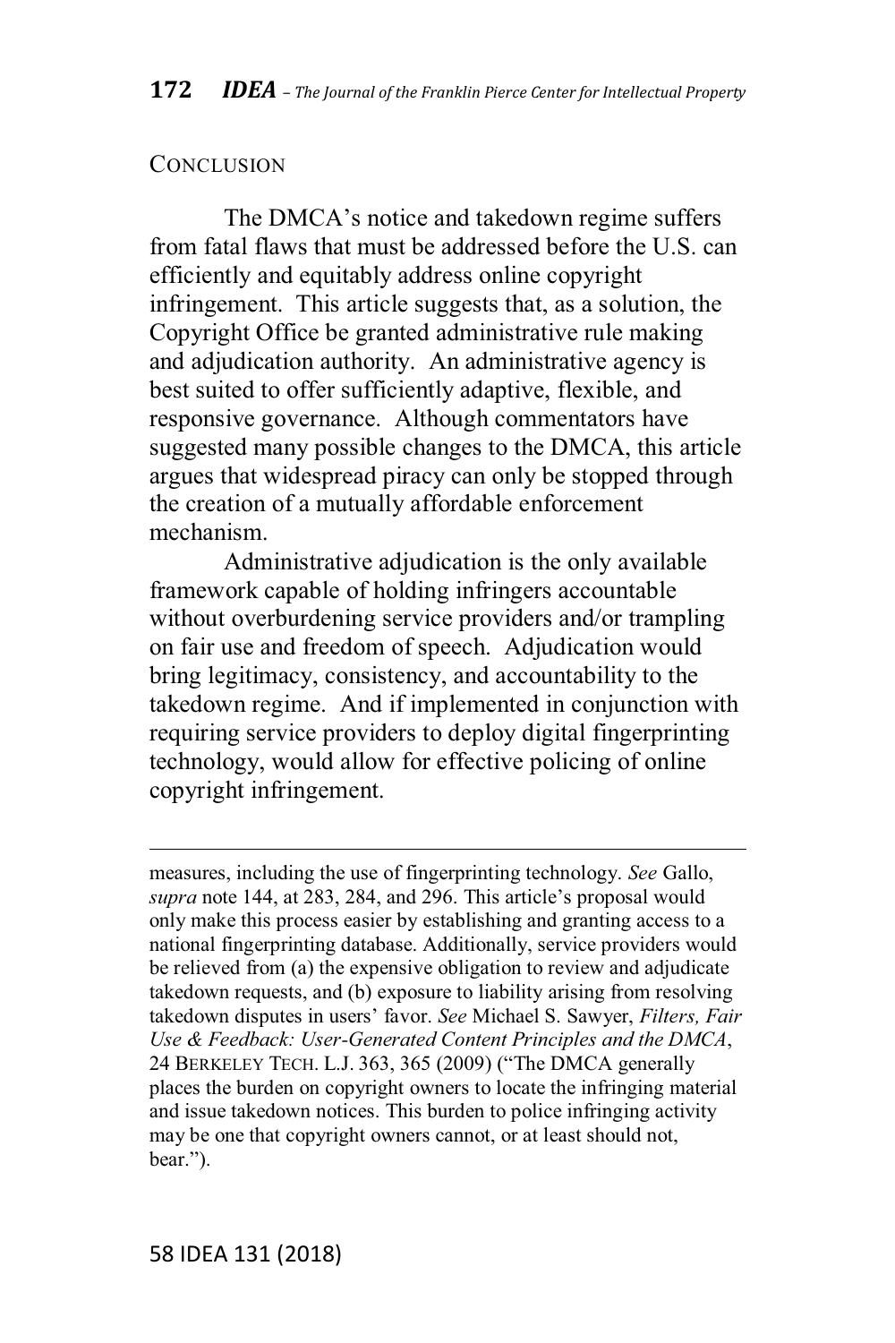## CONCLUSION

The DMCA's notice and takedown regime suffers from fatal flaws that must be addressed before the U.S. can efficiently and equitably address online copyright infringement. This article suggests that, as a solution, the Copyright Office be granted administrative rule making and adjudication authority. An administrative agency is best suited to offer sufficiently adaptive, flexible, and responsive governance. Although commentators have suggested many possible changes to the DMCA, this article argues that widespread piracy can only be stopped through the creation of a mutually affordable enforcement mechanism.

Administrative adjudication is the only available framework capable of holding infringers accountable without overburdening service providers and/or trampling on fair use and freedom of speech. Adjudication would bring legitimacy, consistency, and accountability to the takedown regime. And if implemented in conjunction with requiring service providers to deploy digital fingerprinting technology, would allow for effective policing of online copyright infringement.

---

measures, including the use of fingerprinting technology. *See* Gallo, *supra* note 144, at 283, 284, and 296. This article's proposal would only make this process easier by establishing and granting access to a national fingerprinting database. Additionally, service providers would be relieved from (a) the expensive obligation to review and adjudicate takedown requests, and (b) exposure to liability arising from resolving takedown disputes in users' favor. *See* Michael S. Sawyer, *Filters, Fair Use & Feedback: User-Generated Content Principles and the DMCA*, 24 BERKELEY TECH. L.J. 363, 365 (2009) ("The DMCA generally places the burden on copyright owners to locate the infringing material and issue takedown notices. This burden to police infringing activity may be one that copyright owners cannot, or at least should not, bear.").